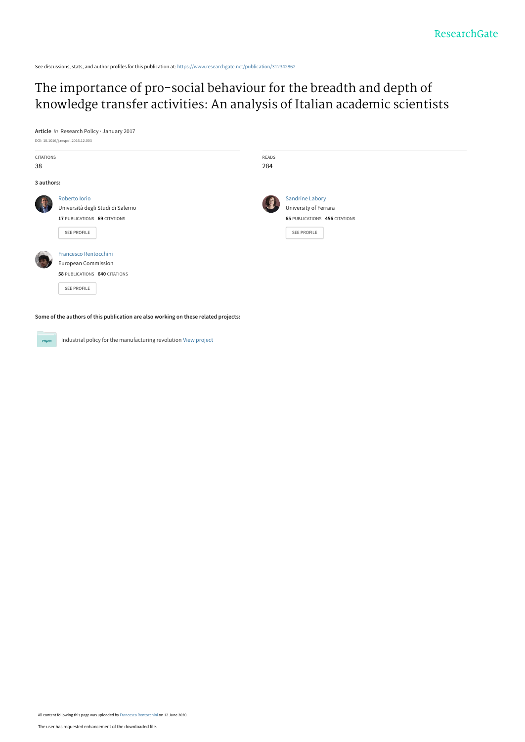See discussions, stats, and author profiles for this publication at: https://www.researchgate.net/publication/312342862

# The importance of pro-social behaviour for the breadth and depth of knowledge transfer activities: An analysis of Italian academic scientists

**Article** *in* Research Policy · January 2017

DOI: 10.1016/j.respol.2016.12.003

| CITATIONS | READS |
|---|---|
| 38 | 284 |

**3 authors:**

**Roberto Iorio**
Università degli Studi di Salerno
17 PUBLICATIONS 69 CITATIONS

**Sandrine Labory**
University of Ferrara
65 PUBLICATIONS 456 CITATIONS

**Francesco Rentocchini**
European Commission
58 PUBLICATIONS 640 CITATIONS

**Some of the authors of this publication are also working on these related projects:**

Industrial policy for the manufacturing revolution View project

All content following this page was uploaded by Francesco Rentocchini on 12 June 2020.

The user has requested enhancement of the downloaded file.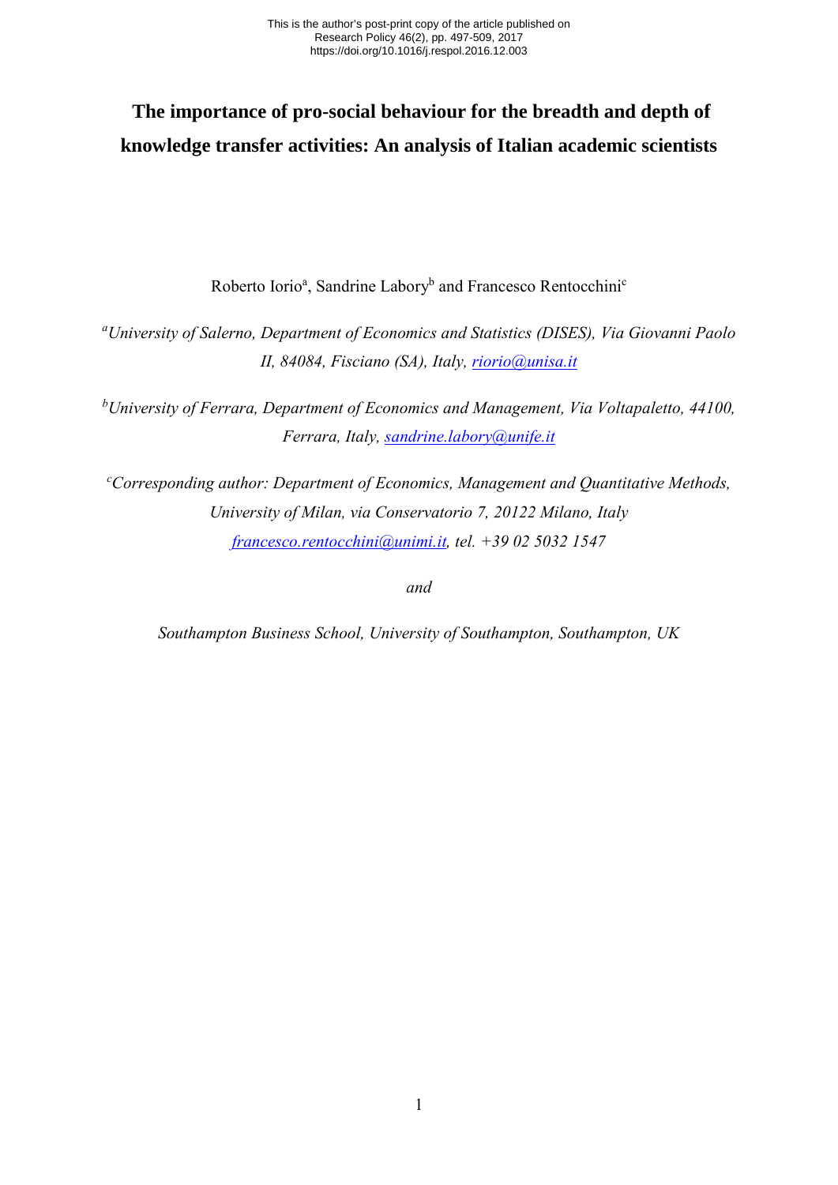This is the author's post-print copy of the article published on Research Policy 46(2), pp. 497-509, 2017 https://doi.org/10.1016/j.respol.2016.12.003

# The importance of pro-social behaviour for the breadth and depth of knowledge transfer activities: An analysis of Italian academic scientists

Roberto Iorio[a], Sandrine Labory[b] and Francesco Rentocchini[c]

[a]*University of Salerno, Department of Economics and Statistics (DISES), Via Giovanni Paolo II, 84084, Fisciano (SA), Italy, riorio@unisa.it*

[b]*University of Ferrara, Department of Economics and Management, Via Voltapaletto, 44100, Ferrara, Italy, sandrine.labory@unife.it*

[c]*Corresponding author: Department of Economics, Management and Quantitative Methods, University of Milan, via Conservatorio 7, 20122 Milano, Italy francesco.rentocchini@unimi.it, tel. +39 02 5032 1547*

*and*

*Southampton Business School, University of Southampton, Southampton, UK*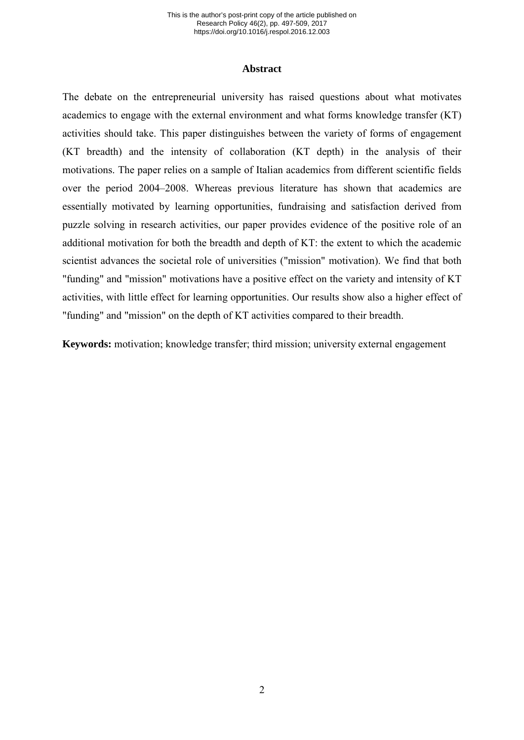## Abstract

The debate on the entrepreneurial university has raised questions about what motivates academics to engage with the external environment and what forms knowledge transfer (KT) activities should take. This paper distinguishes between the variety of forms of engagement (KT breadth) and the intensity of collaboration (KT depth) in the analysis of their motivations. The paper relies on a sample of Italian academics from different scientific fields over the period 2004–2008. Whereas previous literature has shown that academics are essentially motivated by learning opportunities, fundraising and satisfaction derived from puzzle solving in research activities, our paper provides evidence of the positive role of an additional motivation for both the breadth and depth of KT: the extent to which the academic scientist advances the societal role of universities ("mission" motivation). We find that both "funding" and "mission" motivations have a positive effect on the variety and intensity of KT activities, with little effect for learning opportunities. Our results show also a higher effect of "funding" and "mission" on the depth of KT activities compared to their breadth.

**Keywords:** motivation; knowledge transfer; third mission; university external engagement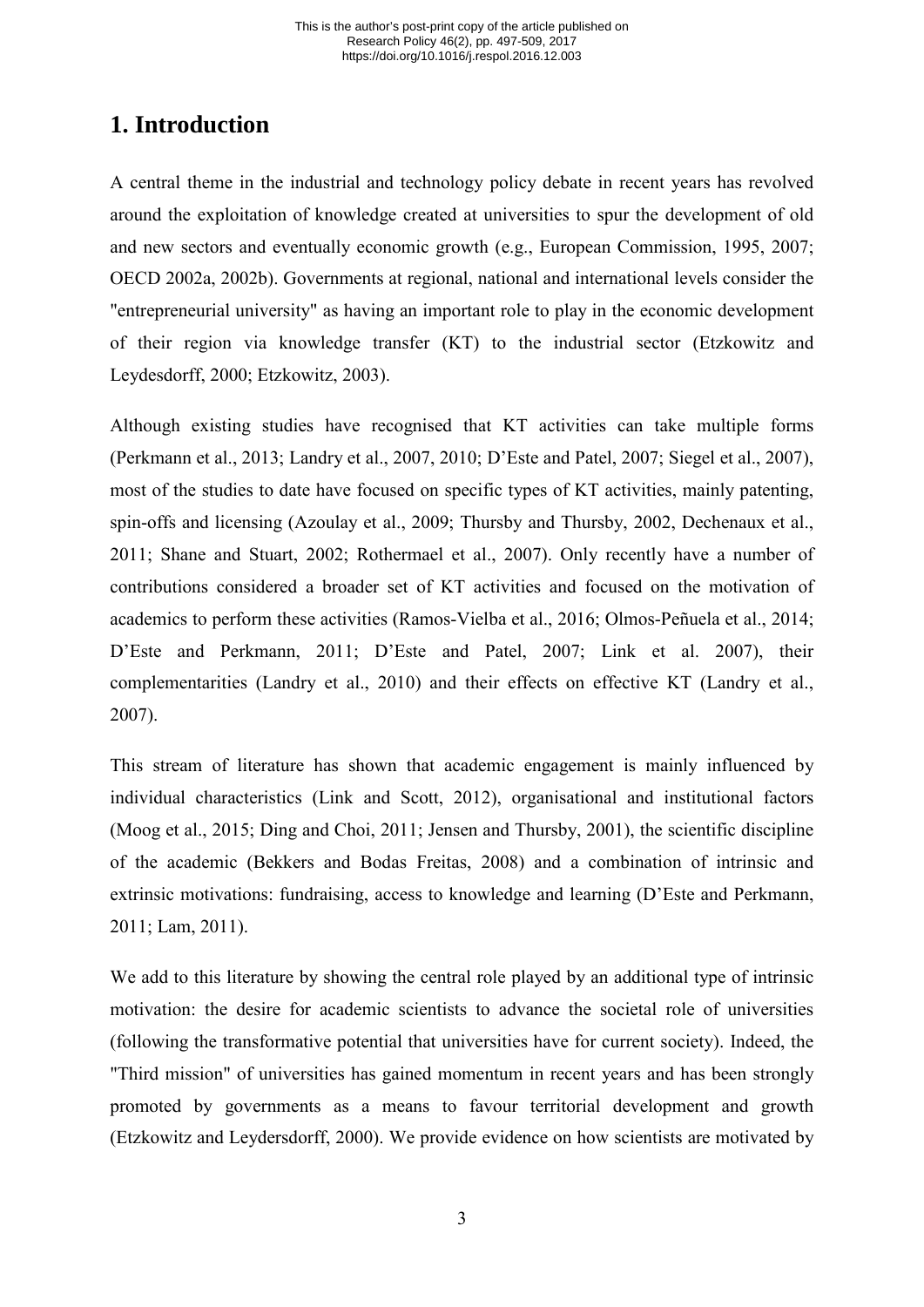# 1. Introduction

A central theme in the industrial and technology policy debate in recent years has revolved around the exploitation of knowledge created at universities to spur the development of old and new sectors and eventually economic growth (e.g., European Commission, 1995, 2007; OECD 2002a, 2002b). Governments at regional, national and international levels consider the "entrepreneurial university" as having an important role to play in the economic development of their region via knowledge transfer (KT) to the industrial sector (Etzkowitz and Leydesdorff, 2000; Etzkowitz, 2003).

Although existing studies have recognised that KT activities can take multiple forms (Perkmann et al., 2013; Landry et al., 2007, 2010; D'Este and Patel, 2007; Siegel et al., 2007), most of the studies to date have focused on specific types of KT activities, mainly patenting, spin-offs and licensing (Azoulay et al., 2009; Thursby and Thursby, 2002, Dechenaux et al., 2011; Shane and Stuart, 2002; Rothermael et al., 2007). Only recently have a number of contributions considered a broader set of KT activities and focused on the motivation of academics to perform these activities (Ramos-Vielba et al., 2016; Olmos-Peñuela et al., 2014; D'Este and Perkmann, 2011; D'Este and Patel, 2007; Link et al. 2007), their complementarities (Landry et al., 2010) and their effects on effective KT (Landry et al., 2007).

This stream of literature has shown that academic engagement is mainly influenced by individual characteristics (Link and Scott, 2012), organisational and institutional factors (Moog et al., 2015; Ding and Choi, 2011; Jensen and Thursby, 2001), the scientific discipline of the academic (Bekkers and Bodas Freitas, 2008) and a combination of intrinsic and extrinsic motivations: fundraising, access to knowledge and learning (D'Este and Perkmann, 2011; Lam, 2011).

We add to this literature by showing the central role played by an additional type of intrinsic motivation: the desire for academic scientists to advance the societal role of universities (following the transformative potential that universities have for current society). Indeed, the "Third mission" of universities has gained momentum in recent years and has been strongly promoted by governments as a means to favour territorial development and growth (Etzkowitz and Leydersdorff, 2000). We provide evidence on how scientists are motivated by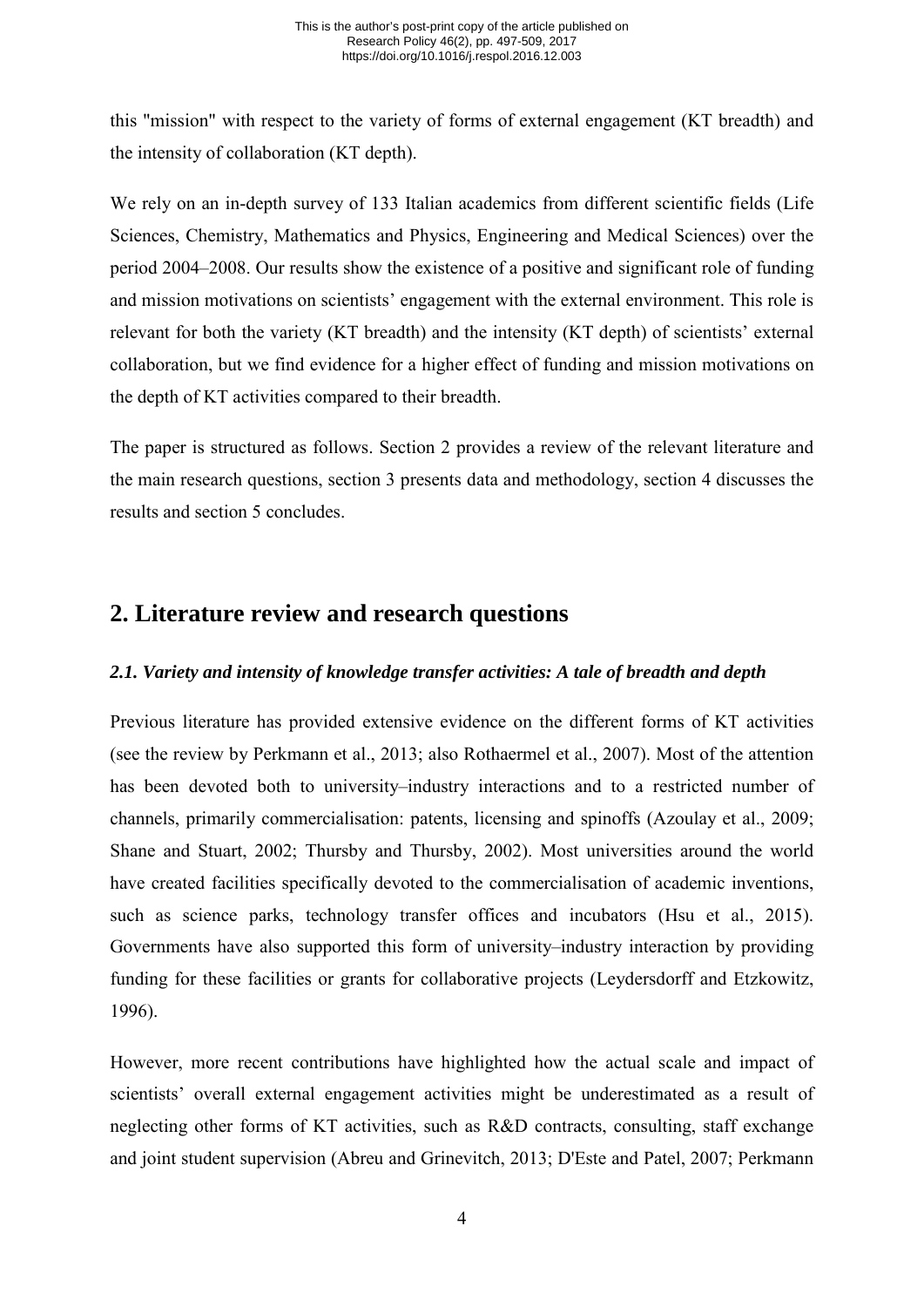this "mission" with respect to the variety of forms of external engagement (KT breadth) and the intensity of collaboration (KT depth).

We rely on an in-depth survey of 133 Italian academics from different scientific fields (Life Sciences, Chemistry, Mathematics and Physics, Engineering and Medical Sciences) over the period 2004–2008. Our results show the existence of a positive and significant role of funding and mission motivations on scientists' engagement with the external environment. This role is relevant for both the variety (KT breadth) and the intensity (KT depth) of scientists' external collaboration, but we find evidence for a higher effect of funding and mission motivations on the depth of KT activities compared to their breadth.

The paper is structured as follows. Section 2 provides a review of the relevant literature and the main research questions, section 3 presents data and methodology, section 4 discusses the results and section 5 concludes.

## 2. Literature review and research questions

### *2.1. Variety and intensity of knowledge transfer activities: A tale of breadth and depth*

Previous literature has provided extensive evidence on the different forms of KT activities (see the review by Perkmann et al., 2013; also Rothaermel et al., 2007). Most of the attention has been devoted both to university–industry interactions and to a restricted number of channels, primarily commercialisation: patents, licensing and spinoffs (Azoulay et al., 2009; Shane and Stuart, 2002; Thursby and Thursby, 2002). Most universities around the world have created facilities specifically devoted to the commercialisation of academic inventions, such as science parks, technology transfer offices and incubators (Hsu et al., 2015). Governments have also supported this form of university–industry interaction by providing funding for these facilities or grants for collaborative projects (Leydersdorff and Etzkowitz, 1996).

However, more recent contributions have highlighted how the actual scale and impact of scientists' overall external engagement activities might be underestimated as a result of neglecting other forms of KT activities, such as R&D contracts, consulting, staff exchange and joint student supervision (Abreu and Grinevitch, 2013; D'Este and Patel, 2007; Perkmann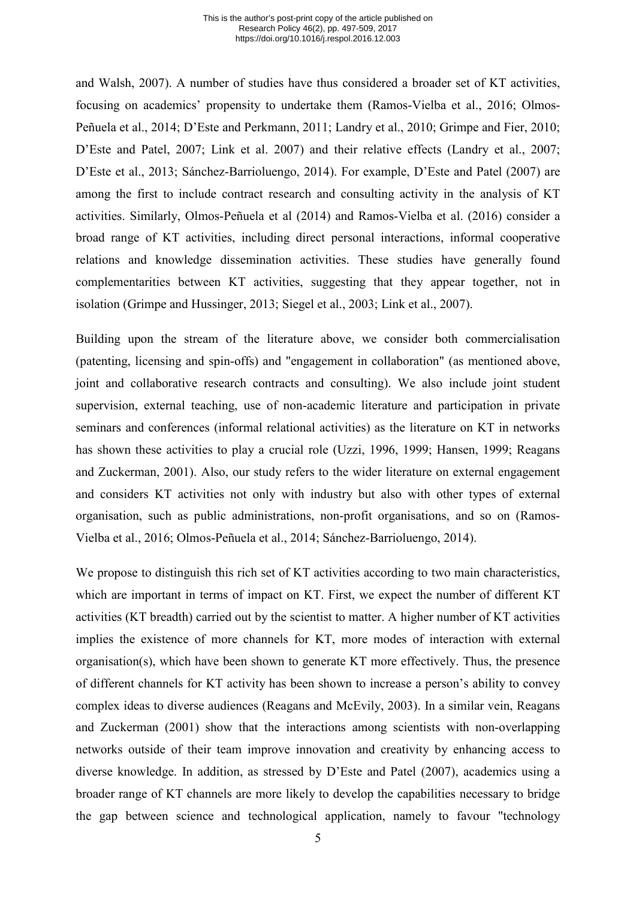and Walsh, 2007). A number of studies have thus considered a broader set of KT activities, focusing on academics' propensity to undertake them (Ramos-Vielba et al., 2016; Olmos-Peñuela et al., 2014; D'Este and Perkmann, 2011; Landry et al., 2010; Grimpe and Fier, 2010; D'Este and Patel, 2007; Link et al. 2007) and their relative effects (Landry et al., 2007; D'Este et al., 2013; Sánchez-Barrioluengo, 2014). For example, D'Este and Patel (2007) are among the first to include contract research and consulting activity in the analysis of KT activities. Similarly, Olmos-Peñuela et al (2014) and Ramos-Vielba et al. (2016) consider a broad range of KT activities, including direct personal interactions, informal cooperative relations and knowledge dissemination activities. These studies have generally found complementarities between KT activities, suggesting that they appear together, not in isolation (Grimpe and Hussinger, 2013; Siegel et al., 2003; Link et al., 2007).

Building upon the stream of the literature above, we consider both commercialisation (patenting, licensing and spin-offs) and "engagement in collaboration" (as mentioned above, joint and collaborative research contracts and consulting). We also include joint student supervision, external teaching, use of non-academic literature and participation in private seminars and conferences (informal relational activities) as the literature on KT in networks has shown these activities to play a crucial role (Uzzi, 1996, 1999; Hansen, 1999; Reagans and Zuckerman, 2001). Also, our study refers to the wider literature on external engagement and considers KT activities not only with industry but also with other types of external organisation, such as public administrations, non-profit organisations, and so on (Ramos-Vielba et al., 2016; Olmos-Peñuela et al., 2014; Sánchez-Barrioluengo, 2014).

We propose to distinguish this rich set of KT activities according to two main characteristics, which are important in terms of impact on KT. First, we expect the number of different KT activities (KT breadth) carried out by the scientist to matter. A higher number of KT activities implies the existence of more channels for KT, more modes of interaction with external organisation(s), which have been shown to generate KT more effectively. Thus, the presence of different channels for KT activity has been shown to increase a person's ability to convey complex ideas to diverse audiences (Reagans and McEvily, 2003). In a similar vein, Reagans and Zuckerman (2001) show that the interactions among scientists with non-overlapping networks outside of their team improve innovation and creativity by enhancing access to diverse knowledge. In addition, as stressed by D'Este and Patel (2007), academics using a broader range of KT channels are more likely to develop the capabilities necessary to bridge the gap between science and technological application, namely to favour "technology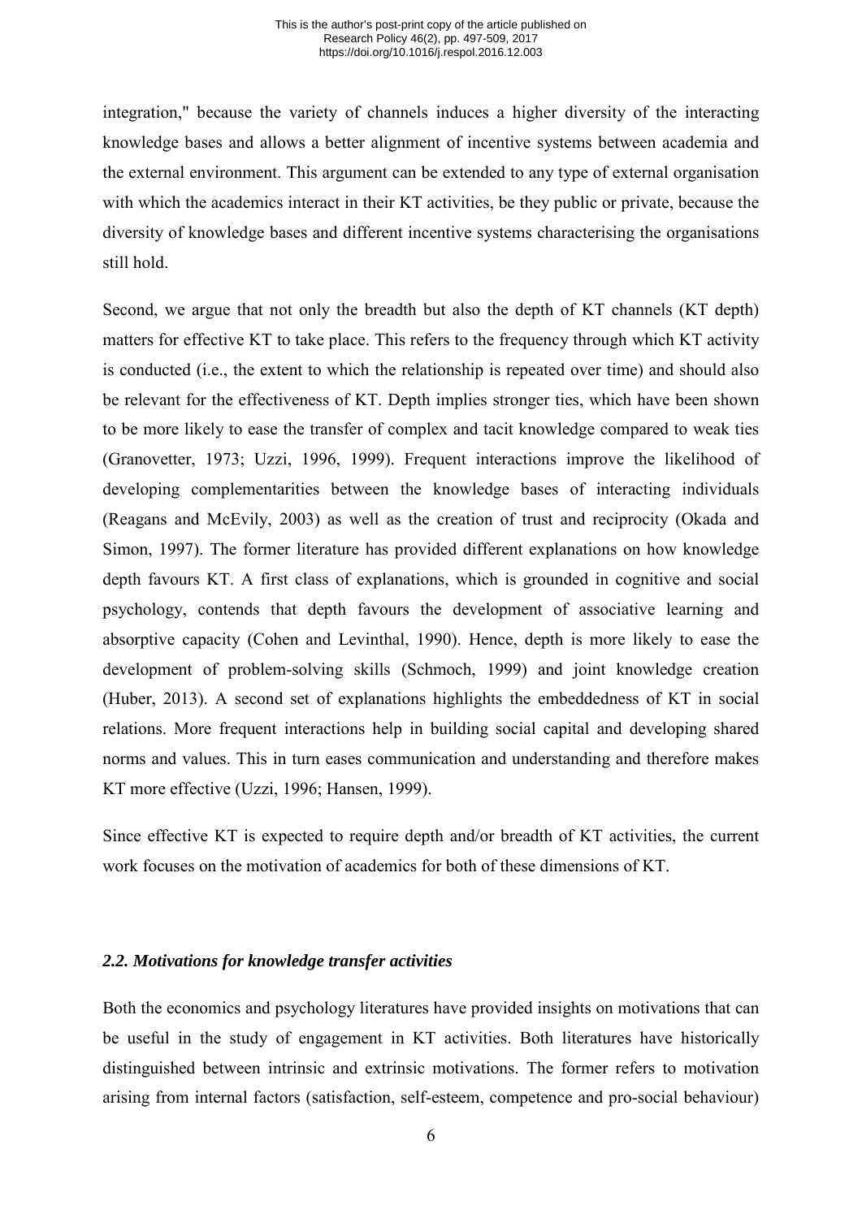integration," because the variety of channels induces a higher diversity of the interacting knowledge bases and allows a better alignment of incentive systems between academia and the external environment. This argument can be extended to any type of external organisation with which the academics interact in their KT activities, be they public or private, because the diversity of knowledge bases and different incentive systems characterising the organisations still hold.

Second, we argue that not only the breadth but also the depth of KT channels (KT depth) matters for effective KT to take place. This refers to the frequency through which KT activity is conducted (i.e., the extent to which the relationship is repeated over time) and should also be relevant for the effectiveness of KT. Depth implies stronger ties, which have been shown to be more likely to ease the transfer of complex and tacit knowledge compared to weak ties (Granovetter, 1973; Uzzi, 1996, 1999). Frequent interactions improve the likelihood of developing complementarities between the knowledge bases of interacting individuals (Reagans and McEvily, 2003) as well as the creation of trust and reciprocity (Okada and Simon, 1997). The former literature has provided different explanations on how knowledge depth favours KT. A first class of explanations, which is grounded in cognitive and social psychology, contends that depth favours the development of associative learning and absorptive capacity (Cohen and Levinthal, 1990). Hence, depth is more likely to ease the development of problem-solving skills (Schmoch, 1999) and joint knowledge creation (Huber, 2013). A second set of explanations highlights the embeddedness of KT in social relations. More frequent interactions help in building social capital and developing shared norms and values. This in turn eases communication and understanding and therefore makes KT more effective (Uzzi, 1996; Hansen, 1999).

Since effective KT is expected to require depth and/or breadth of KT activities, the current work focuses on the motivation of academics for both of these dimensions of KT.

### *2.2. Motivations for knowledge transfer activities*

Both the economics and psychology literatures have provided insights on motivations that can be useful in the study of engagement in KT activities. Both literatures have historically distinguished between intrinsic and extrinsic motivations. The former refers to motivation arising from internal factors (satisfaction, self-esteem, competence and pro-social behaviour)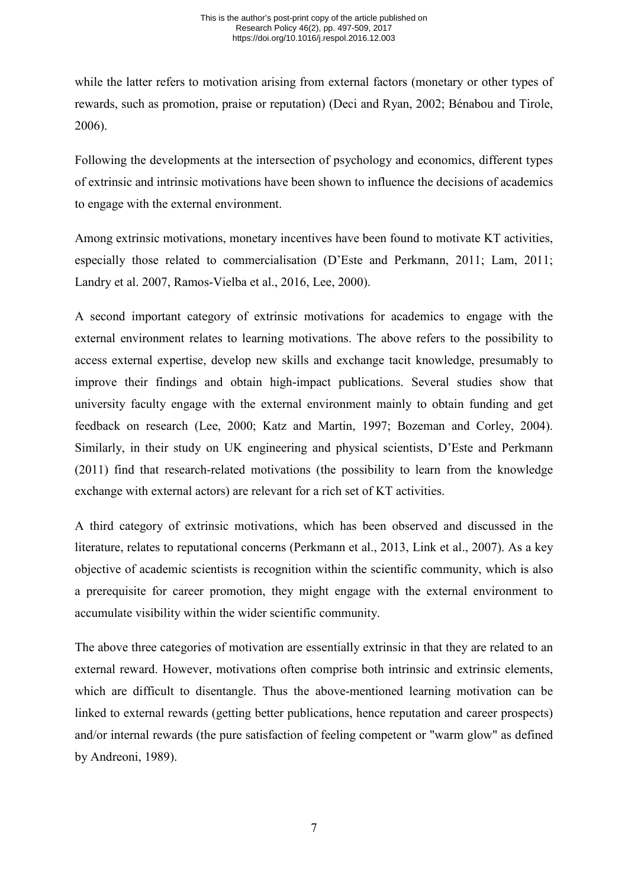while the latter refers to motivation arising from external factors (monetary or other types of rewards, such as promotion, praise or reputation) (Deci and Ryan, 2002; Bénabou and Tirole, 2006).

Following the developments at the intersection of psychology and economics, different types of extrinsic and intrinsic motivations have been shown to influence the decisions of academics to engage with the external environment.

Among extrinsic motivations, monetary incentives have been found to motivate KT activities, especially those related to commercialisation (D'Este and Perkmann, 2011; Lam, 2011; Landry et al. 2007, Ramos-Vielba et al., 2016, Lee, 2000).

A second important category of extrinsic motivations for academics to engage with the external environment relates to learning motivations. The above refers to the possibility to access external expertise, develop new skills and exchange tacit knowledge, presumably to improve their findings and obtain high-impact publications. Several studies show that university faculty engage with the external environment mainly to obtain funding and get feedback on research (Lee, 2000; Katz and Martin, 1997; Bozeman and Corley, 2004). Similarly, in their study on UK engineering and physical scientists, D'Este and Perkmann (2011) find that research-related motivations (the possibility to learn from the knowledge exchange with external actors) are relevant for a rich set of KT activities.

A third category of extrinsic motivations, which has been observed and discussed in the literature, relates to reputational concerns (Perkmann et al., 2013, Link et al., 2007). As a key objective of academic scientists is recognition within the scientific community, which is also a prerequisite for career promotion, they might engage with the external environment to accumulate visibility within the wider scientific community.

The above three categories of motivation are essentially extrinsic in that they are related to an external reward. However, motivations often comprise both intrinsic and extrinsic elements, which are difficult to disentangle. Thus the above-mentioned learning motivation can be linked to external rewards (getting better publications, hence reputation and career prospects) and/or internal rewards (the pure satisfaction of feeling competent or "warm glow" as defined by Andreoni, 1989).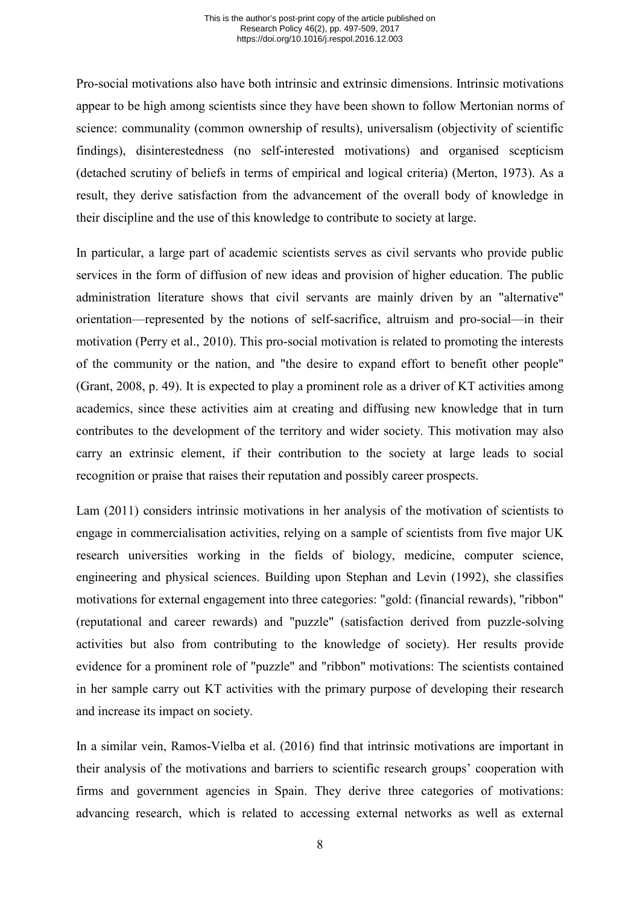Pro-social motivations also have both intrinsic and extrinsic dimensions. Intrinsic motivations appear to be high among scientists since they have been shown to follow Mertonian norms of science: communality (common ownership of results), universalism (objectivity of scientific findings), disinterestedness (no self-interested motivations) and organised scepticism (detached scrutiny of beliefs in terms of empirical and logical criteria) (Merton, 1973). As a result, they derive satisfaction from the advancement of the overall body of knowledge in their discipline and the use of this knowledge to contribute to society at large.

In particular, a large part of academic scientists serves as civil servants who provide public services in the form of diffusion of new ideas and provision of higher education. The public administration literature shows that civil servants are mainly driven by an "alternative" orientation—represented by the notions of self-sacrifice, altruism and pro-social—in their motivation (Perry et al., 2010). This pro-social motivation is related to promoting the interests of the community or the nation, and "the desire to expand effort to benefit other people" (Grant, 2008, p. 49). It is expected to play a prominent role as a driver of KT activities among academics, since these activities aim at creating and diffusing new knowledge that in turn contributes to the development of the territory and wider society. This motivation may also carry an extrinsic element, if their contribution to the society at large leads to social recognition or praise that raises their reputation and possibly career prospects.

Lam (2011) considers intrinsic motivations in her analysis of the motivation of scientists to engage in commercialisation activities, relying on a sample of scientists from five major UK research universities working in the fields of biology, medicine, computer science, engineering and physical sciences. Building upon Stephan and Levin (1992), she classifies motivations for external engagement into three categories: "gold: (financial rewards), "ribbon" (reputational and career rewards) and "puzzle" (satisfaction derived from puzzle-solving activities but also from contributing to the knowledge of society). Her results provide evidence for a prominent role of "puzzle" and "ribbon" motivations: The scientists contained in her sample carry out KT activities with the primary purpose of developing their research and increase its impact on society.

In a similar vein, Ramos-Vielba et al. (2016) find that intrinsic motivations are important in their analysis of the motivations and barriers to scientific research groups' cooperation with firms and government agencies in Spain. They derive three categories of motivations: advancing research, which is related to accessing external networks as well as external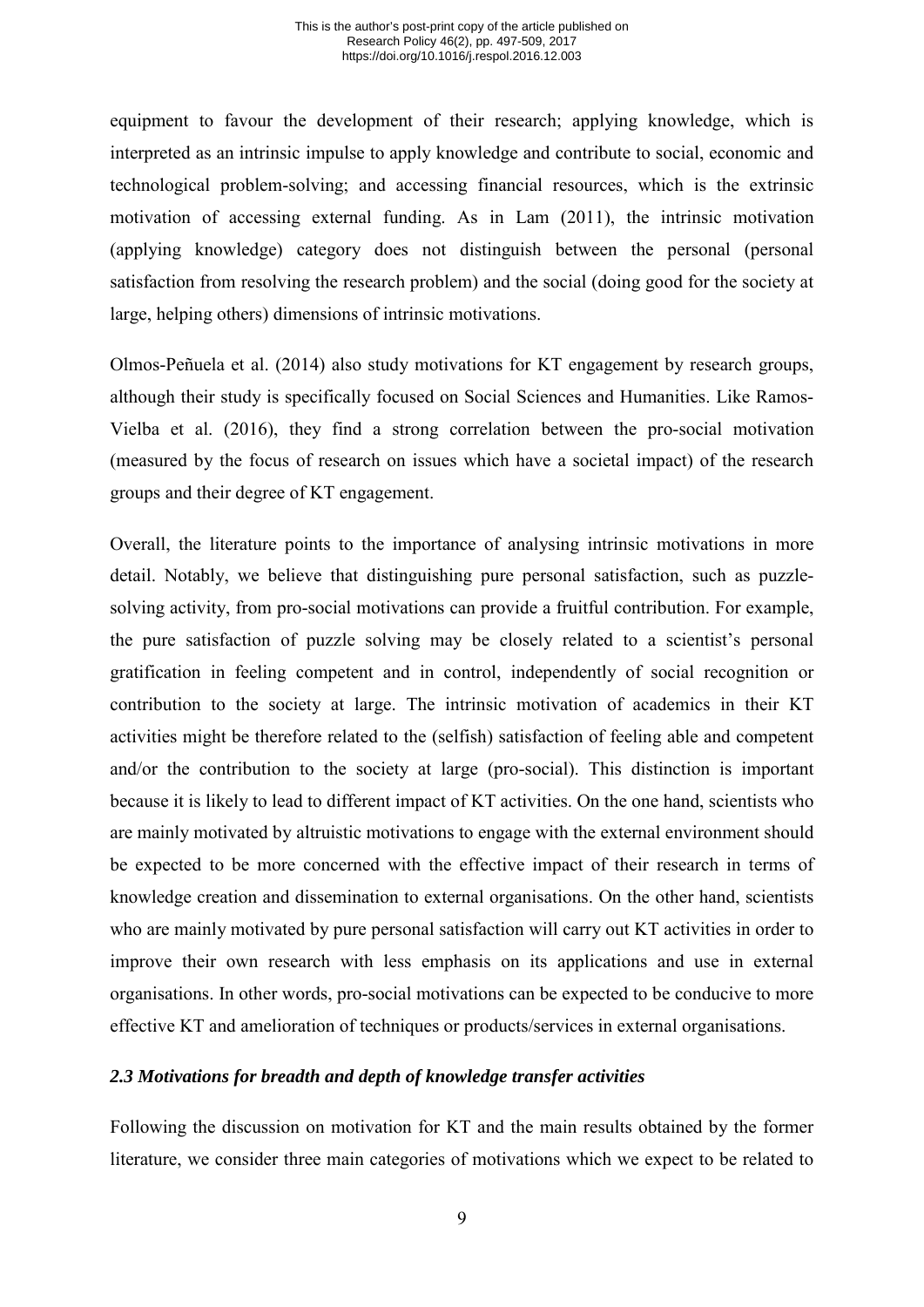equipment to favour the development of their research; applying knowledge, which is interpreted as an intrinsic impulse to apply knowledge and contribute to social, economic and technological problem-solving; and accessing financial resources, which is the extrinsic motivation of accessing external funding. As in Lam (2011), the intrinsic motivation (applying knowledge) category does not distinguish between the personal (personal satisfaction from resolving the research problem) and the social (doing good for the society at large, helping others) dimensions of intrinsic motivations.

Olmos-Peñuela et al. (2014) also study motivations for KT engagement by research groups, although their study is specifically focused on Social Sciences and Humanities. Like Ramos-Vielba et al. (2016), they find a strong correlation between the pro-social motivation (measured by the focus of research on issues which have a societal impact) of the research groups and their degree of KT engagement.

Overall, the literature points to the importance of analysing intrinsic motivations in more detail. Notably, we believe that distinguishing pure personal satisfaction, such as puzzle-solving activity, from pro-social motivations can provide a fruitful contribution. For example, the pure satisfaction of puzzle solving may be closely related to a scientist's personal gratification in feeling competent and in control, independently of social recognition or contribution to the society at large. The intrinsic motivation of academics in their KT activities might be therefore related to the (selfish) satisfaction of feeling able and competent and/or the contribution to the society at large (pro-social). This distinction is important because it is likely to lead to different impact of KT activities. On the one hand, scientists who are mainly motivated by altruistic motivations to engage with the external environment should be expected to be more concerned with the effective impact of their research in terms of knowledge creation and dissemination to external organisations. On the other hand, scientists who are mainly motivated by pure personal satisfaction will carry out KT activities in order to improve their own research with less emphasis on its applications and use in external organisations. In other words, pro-social motivations can be expected to be conducive to more effective KT and amelioration of techniques or products/services in external organisations.

### *2.3 Motivations for breadth and depth of knowledge transfer activities*

Following the discussion on motivation for KT and the main results obtained by the former literature, we consider three main categories of motivations which we expect to be related to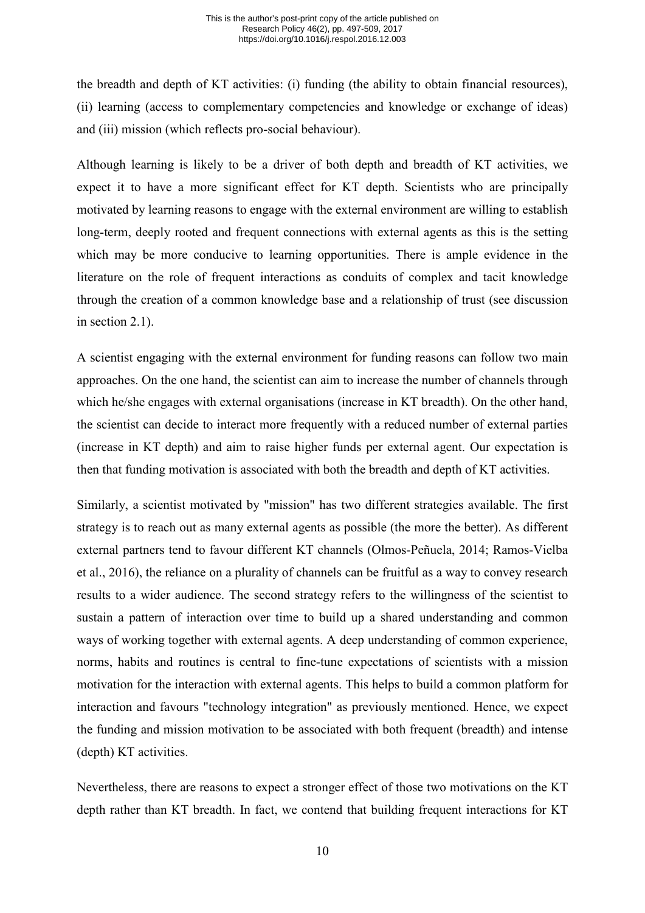the breadth and depth of KT activities: (i) funding (the ability to obtain financial resources), (ii) learning (access to complementary competencies and knowledge or exchange of ideas) and (iii) mission (which reflects pro-social behaviour).

Although learning is likely to be a driver of both depth and breadth of KT activities, we expect it to have a more significant effect for KT depth. Scientists who are principally motivated by learning reasons to engage with the external environment are willing to establish long-term, deeply rooted and frequent connections with external agents as this is the setting which may be more conducive to learning opportunities. There is ample evidence in the literature on the role of frequent interactions as conduits of complex and tacit knowledge through the creation of a common knowledge base and a relationship of trust (see discussion in section 2.1).

A scientist engaging with the external environment for funding reasons can follow two main approaches. On the one hand, the scientist can aim to increase the number of channels through which he/she engages with external organisations (increase in KT breadth). On the other hand, the scientist can decide to interact more frequently with a reduced number of external parties (increase in KT depth) and aim to raise higher funds per external agent. Our expectation is then that funding motivation is associated with both the breadth and depth of KT activities.

Similarly, a scientist motivated by "mission" has two different strategies available. The first strategy is to reach out as many external agents as possible (the more the better). As different external partners tend to favour different KT channels (Olmos-Peñuela, 2014; Ramos-Vielba et al., 2016), the reliance on a plurality of channels can be fruitful as a way to convey research results to a wider audience. The second strategy refers to the willingness of the scientist to sustain a pattern of interaction over time to build up a shared understanding and common ways of working together with external agents. A deep understanding of common experience, norms, habits and routines is central to fine-tune expectations of scientists with a mission motivation for the interaction with external agents. This helps to build a common platform for interaction and favours "technology integration" as previously mentioned. Hence, we expect the funding and mission motivation to be associated with both frequent (breadth) and intense (depth) KT activities.

Nevertheless, there are reasons to expect a stronger effect of those two motivations on the KT depth rather than KT breadth. In fact, we contend that building frequent interactions for KT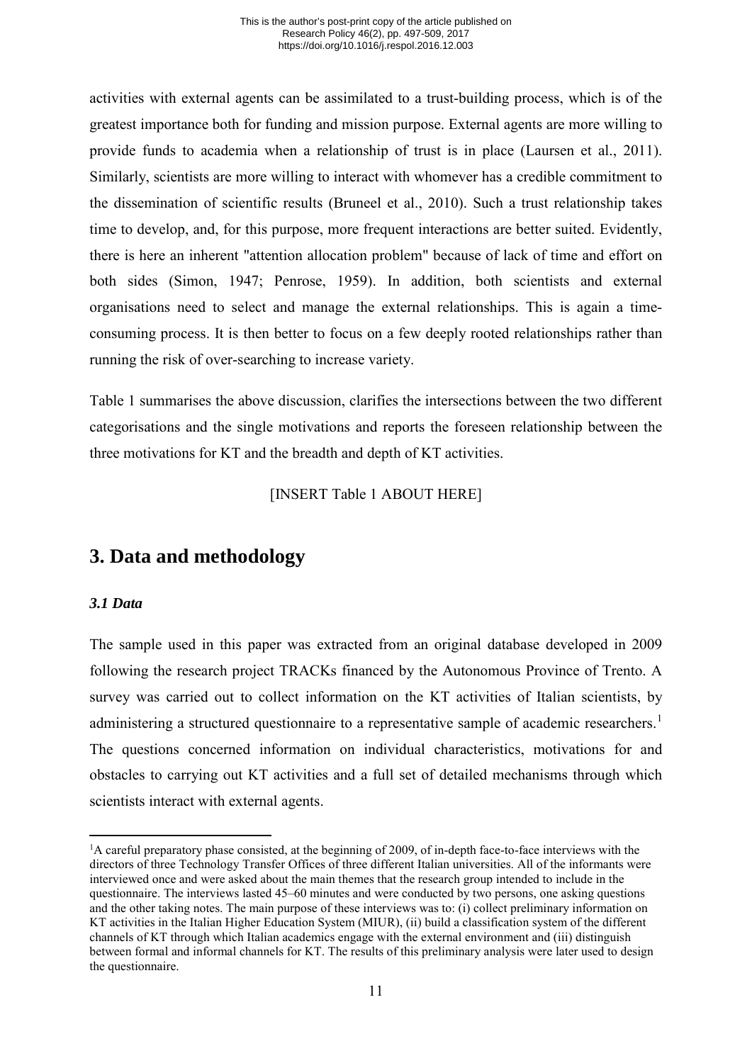activities with external agents can be assimilated to a trust-building process, which is of the greatest importance both for funding and mission purpose. External agents are more willing to provide funds to academia when a relationship of trust is in place (Laursen et al., 2011). Similarly, scientists are more willing to interact with whomever has a credible commitment to the dissemination of scientific results (Bruneel et al., 2010). Such a trust relationship takes time to develop, and, for this purpose, more frequent interactions are better suited. Evidently, there is here an inherent "attention allocation problem" because of lack of time and effort on both sides (Simon, 1947; Penrose, 1959). In addition, both scientists and external organisations need to select and manage the external relationships. This is again a time-consuming process. It is then better to focus on a few deeply rooted relationships rather than running the risk of over-searching to increase variety.

Table 1 summarises the above discussion, clarifies the intersections between the two different categorisations and the single motivations and reports the foreseen relationship between the three motivations for KT and the breadth and depth of KT activities.

[INSERT Table 1 ABOUT HERE]

## 3. Data and methodology

### *3.1 Data*

The sample used in this paper was extracted from an original database developed in 2009 following the research project TRACKs financed by the Autonomous Province of Trento. A survey was carried out to collect information on the KT activities of Italian scientists, by administering a structured questionnaire to a representative sample of academic researchers.[1] The questions concerned information on individual characteristics, motivations for and obstacles to carrying out KT activities and a full set of detailed mechanisms through which scientists interact with external agents.

[1] A careful preparatory phase consisted, at the beginning of 2009, of in-depth face-to-face interviews with the directors of three Technology Transfer Offices of three different Italian universities. All of the informants were interviewed once and were asked about the main themes that the research group intended to include in the questionnaire. The interviews lasted 45–60 minutes and were conducted by two persons, one asking questions and the other taking notes. The main purpose of these interviews was to: (i) collect preliminary information on KT activities in the Italian Higher Education System (MIUR), (ii) build a classification system of the different channels of KT through which Italian academics engage with the external environment and (iii) distinguish between formal and informal channels for KT. The results of this preliminary analysis were later used to design the questionnaire.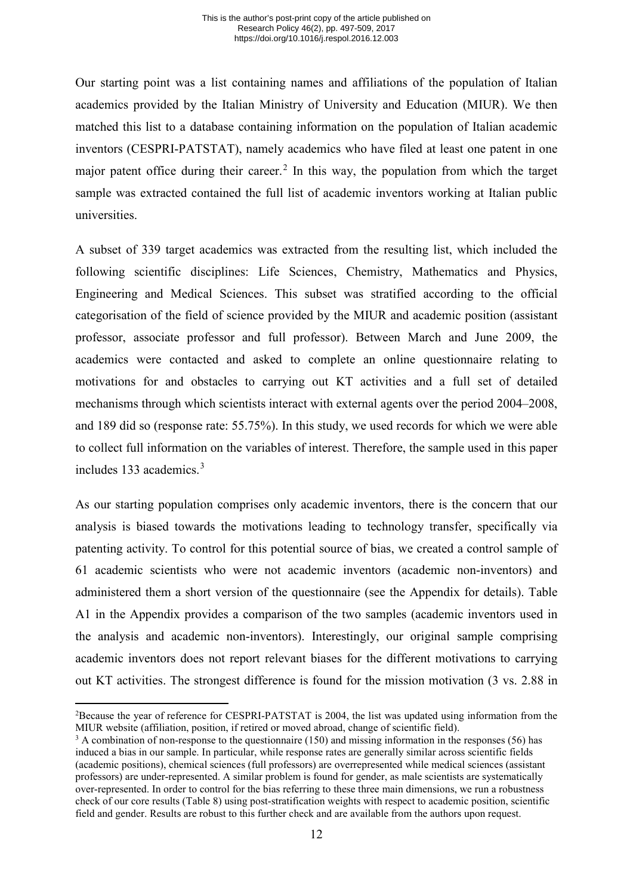Our starting point was a list containing names and affiliations of the population of Italian academics provided by the Italian Ministry of University and Education (MIUR). We then matched this list to a database containing information on the population of Italian academic inventors (CESPRI-PATSTAT), namely academics who have filed at least one patent in one major patent office during their career.[2] In this way, the population from which the target sample was extracted contained the full list of academic inventors working at Italian public universities.

A subset of 339 target academics was extracted from the resulting list, which included the following scientific disciplines: Life Sciences, Chemistry, Mathematics and Physics, Engineering and Medical Sciences. This subset was stratified according to the official categorisation of the field of science provided by the MIUR and academic position (assistant professor, associate professor and full professor). Between March and June 2009, the academics were contacted and asked to complete an online questionnaire relating to motivations for and obstacles to carrying out KT activities and a full set of detailed mechanisms through which scientists interact with external agents over the period 2004–2008, and 189 did so (response rate: 55.75%). In this study, we used records for which we were able to collect full information on the variables of interest. Therefore, the sample used in this paper includes 133 academics.[3]

As our starting population comprises only academic inventors, there is the concern that our analysis is biased towards the motivations leading to technology transfer, specifically via patenting activity. To control for this potential source of bias, we created a control sample of 61 academic scientists who were not academic inventors (academic non-inventors) and administered them a short version of the questionnaire (see the Appendix for details). Table A1 in the Appendix provides a comparison of the two samples (academic inventors used in the analysis and academic non-inventors). Interestingly, our original sample comprising academic inventors does not report relevant biases for the different motivations to carrying out KT activities. The strongest difference is found for the mission motivation (3 vs. 2.88 in

[2] Because the year of reference for CESPRI-PATSTAT is 2004, the list was updated using information from the MIUR website (affiliation, position, if retired or moved abroad, change of scientific field).

[3] A combination of non-response to the questionnaire (150) and missing information in the responses (56) has induced a bias in our sample. In particular, while response rates are generally similar across scientific fields (academic positions), chemical sciences (full professors) are overrepresented while medical sciences (assistant professors) are under-represented. A similar problem is found for gender, as male scientists are systematically over-represented. In order to control for the bias referring to these three main dimensions, we run a robustness check of our core results (Table 8) using post-stratification weights with respect to academic position, scientific field and gender. Results are robust to this further check and are available from the authors upon request.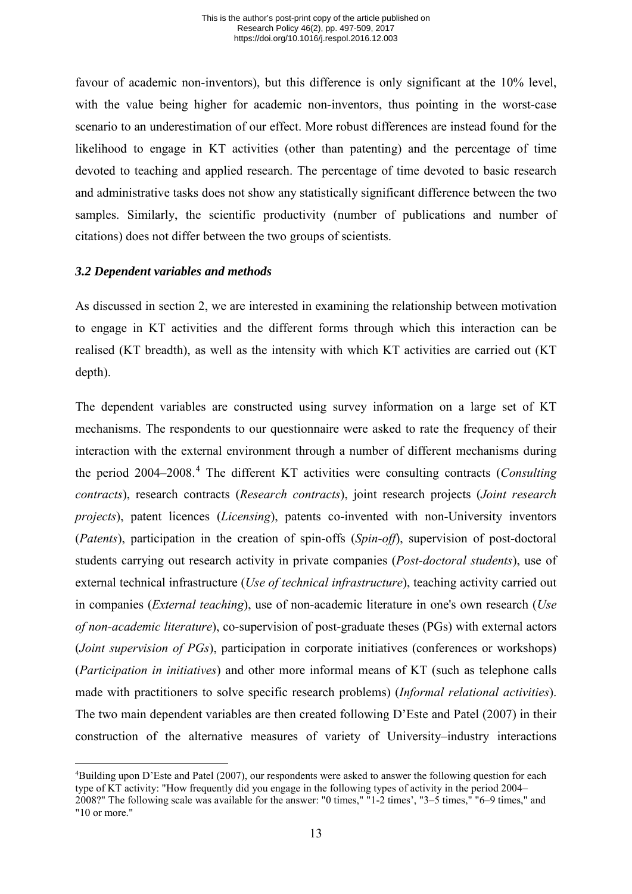favour of academic non-inventors), but this difference is only significant at the 10% level, with the value being higher for academic non-inventors, thus pointing in the worst-case scenario to an underestimation of our effect. More robust differences are instead found for the likelihood to engage in KT activities (other than patenting) and the percentage of time devoted to teaching and applied research. The percentage of time devoted to basic research and administrative tasks does not show any statistically significant difference between the two samples. Similarly, the scientific productivity (number of publications and number of citations) does not differ between the two groups of scientists.

### *3.2 Dependent variables and methods*

As discussed in section 2, we are interested in examining the relationship between motivation to engage in KT activities and the different forms through which this interaction can be realised (KT breadth), as well as the intensity with which KT activities are carried out (KT depth).

The dependent variables are constructed using survey information on a large set of KT mechanisms. The respondents to our questionnaire were asked to rate the frequency of their interaction with the external environment through a number of different mechanisms during the period 2004–2008.[4] The different KT activities were consulting contracts (*Consulting contracts*), research contracts (*Research contracts*), joint research projects (*Joint research projects*), patent licences (*Licensing*), patents co-invented with non-University inventors (*Patents*), participation in the creation of spin-offs (*Spin-off*), supervision of post-doctoral students carrying out research activity in private companies (*Post-doctoral students*), use of external technical infrastructure (*Use of technical infrastructure*), teaching activity carried out in companies (*External teaching*), use of non-academic literature in one's own research (*Use of non-academic literature*), co-supervision of post-graduate theses (PGs) with external actors (*Joint supervision of PGs*), participation in corporate initiatives (conferences or workshops) (*Participation in initiatives*) and other more informal means of KT (such as telephone calls made with practitioners to solve specific research problems) (*Informal relational activities*). The two main dependent variables are then created following D'Este and Patel (2007) in their construction of the alternative measures of variety of University–industry interactions

[4]Building upon D'Este and Patel (2007), our respondents were asked to answer the following question for each type of KT activity: "How frequently did you engage in the following types of activity in the period 2004–2008?" The following scale was available for the answer: "0 times," "1-2 times', "3–5 times," "6–9 times," and "10 or more."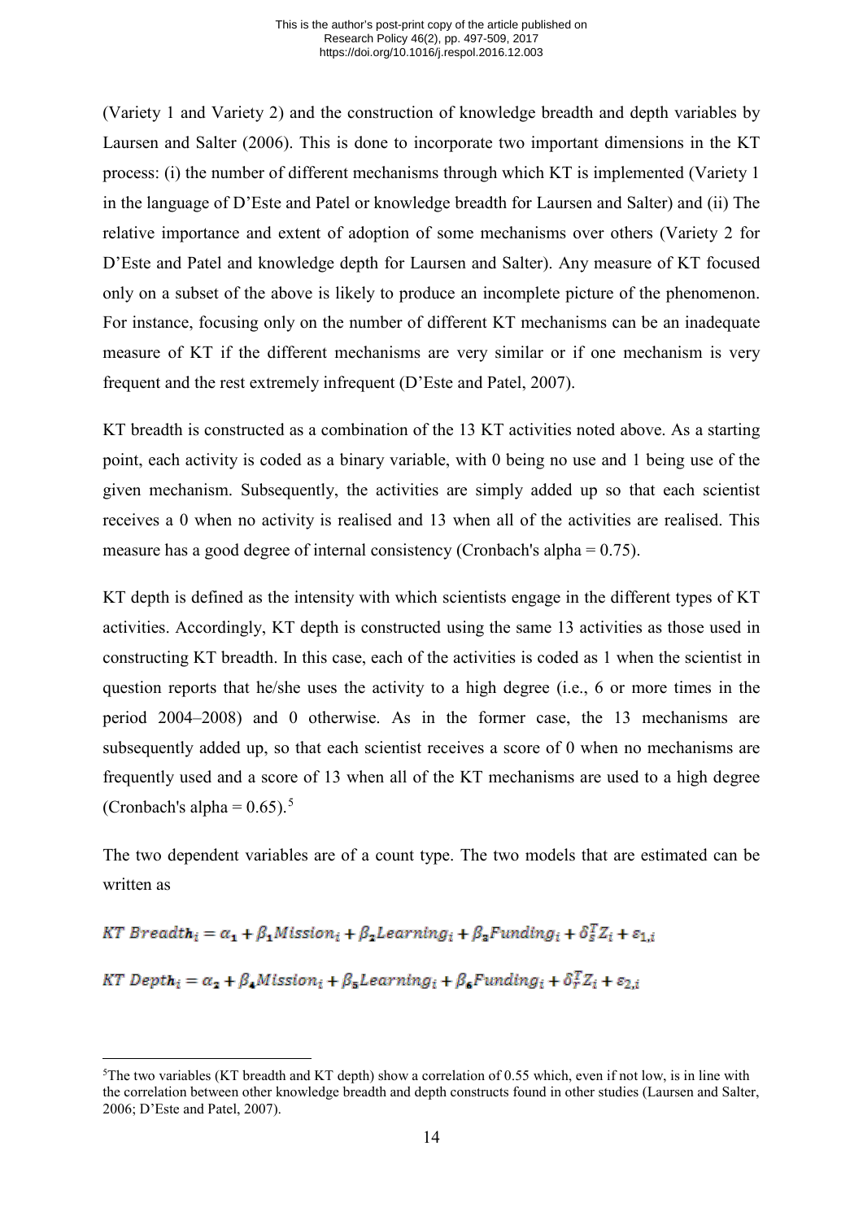(Variety 1 and Variety 2) and the construction of knowledge breadth and depth variables by Laursen and Salter (2006). This is done to incorporate two important dimensions in the KT process: (i) the number of different mechanisms through which KT is implemented (Variety 1 in the language of D'Este and Patel or knowledge breadth for Laursen and Salter) and (ii) The relative importance and extent of adoption of some mechanisms over others (Variety 2 for D'Este and Patel and knowledge depth for Laursen and Salter). Any measure of KT focused only on a subset of the above is likely to produce an incomplete picture of the phenomenon. For instance, focusing only on the number of different KT mechanisms can be an inadequate measure of KT if the different mechanisms are very similar or if one mechanism is very frequent and the rest extremely infrequent (D'Este and Patel, 2007).

KT breadth is constructed as a combination of the 13 KT activities noted above. As a starting point, each activity is coded as a binary variable, with 0 being no use and 1 being use of the given mechanism. Subsequently, the activities are simply added up so that each scientist receives a 0 when no activity is realised and 13 when all of the activities are realised. This measure has a good degree of internal consistency (Cronbach's alpha = 0.75).

KT depth is defined as the intensity with which scientists engage in the different types of KT activities. Accordingly, KT depth is constructed using the same 13 activities as those used in constructing KT breadth. In this case, each of the activities is coded as 1 when the scientist in question reports that he/she uses the activity to a high degree (i.e., 6 or more times in the period 2004–2008) and 0 otherwise. As in the former case, the 13 mechanisms are subsequently added up, so that each scientist receives a score of 0 when no mechanisms are frequently used and a score of 13 when all of the KT mechanisms are used to a high degree (Cronbach's alpha = 0.65).[5]

The two dependent variables are of a count type. The two models that are estimated can be written as

$$KT\ Breadth_i = \alpha_1 + \beta_1 Mission_i + \beta_2 Learning_i + \beta_3 Funding_i + \delta_5^T Z_i + \varepsilon_{1,i}$$

$$KT\ Depth_i = \alpha_2 + \beta_4 Mission_i + \beta_5 Learning_i + \beta_6 Funding_i + \delta_7^T Z_i + \varepsilon_{2,i}$$

[5] The two variables (KT breadth and KT depth) show a correlation of 0.55 which, even if not low, is in line with the correlation between other knowledge breadth and depth constructs found in other studies (Laursen and Salter, 2006; D'Este and Patel, 2007).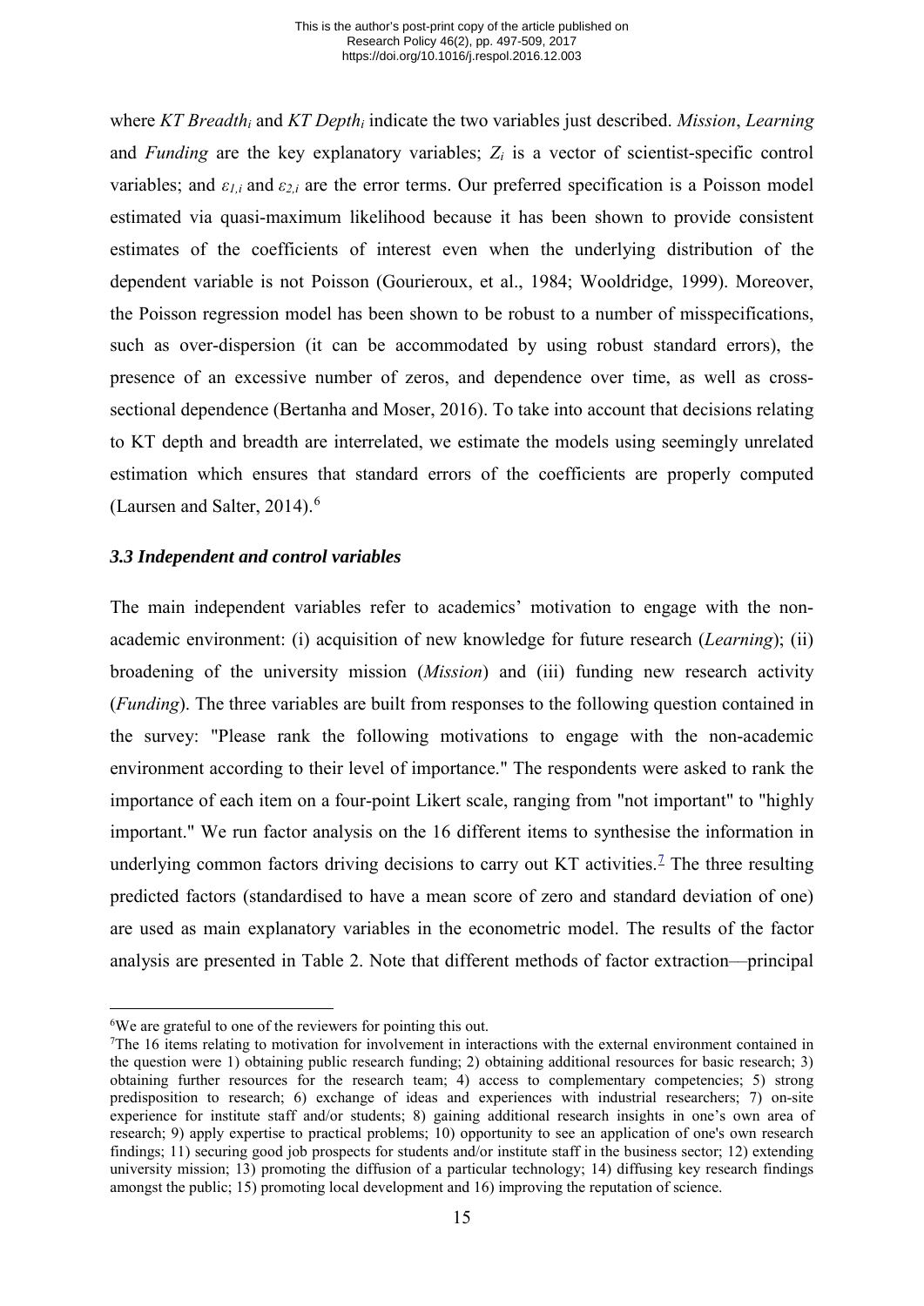where *KT Breadth*$_i$ and *KT Depth*$_i$ indicate the two variables just described. *Mission*, *Learning* and *Funding* are the key explanatory variables; $Z_i$ is a vector of scientist-specific control variables; and $\varepsilon_{1,i}$ and $\varepsilon_{2,i}$ are the error terms. Our preferred specification is a Poisson model estimated via quasi-maximum likelihood because it has been shown to provide consistent estimates of the coefficients of interest even when the underlying distribution of the dependent variable is not Poisson (Gourieroux, et al., 1984; Wooldridge, 1999). Moreover, the Poisson regression model has been shown to be robust to a number of misspecifications, such as over-dispersion (it can be accommodated by using robust standard errors), the presence of an excessive number of zeros, and dependence over time, as well as cross-sectional dependence (Bertanha and Moser, 2016). To take into account that decisions relating to KT depth and breadth are interrelated, we estimate the models using seemingly unrelated estimation which ensures that standard errors of the coefficients are properly computed (Laursen and Salter, 2014).[6]

### *3.3 Independent and control variables*

The main independent variables refer to academics' motivation to engage with the non-academic environment: (i) acquisition of new knowledge for future research (*Learning*); (ii) broadening of the university mission (*Mission*) and (iii) funding new research activity (*Funding*). The three variables are built from responses to the following question contained in the survey: "Please rank the following motivations to engage with the non-academic environment according to their level of importance." The respondents were asked to rank the importance of each item on a four-point Likert scale, ranging from "not important" to "highly important." We run factor analysis on the 16 different items to synthesise the information in underlying common factors driving decisions to carry out KT activities.[7] The three resulting predicted factors (standardised to have a mean score of zero and standard deviation of one) are used as main explanatory variables in the econometric model. The results of the factor analysis are presented in Table 2. Note that different methods of factor extraction—principal

---

[6] We are grateful to one of the reviewers for pointing this out.

[7] The 16 items relating to motivation for involvement in interactions with the external environment contained in the question were 1) obtaining public research funding; 2) obtaining additional resources for basic research; 3) obtaining further resources for the research team; 4) access to complementary competencies; 5) strong predisposition to research; 6) exchange of ideas and experiences with industrial researchers; 7) on-site experience for institute staff and/or students; 8) gaining additional research insights in one's own area of research; 9) apply expertise to practical problems; 10) opportunity to see an application of one's own research findings; 11) securing good job prospects for students and/or institute staff in the business sector; 12) extending university mission; 13) promoting the diffusion of a particular technology; 14) diffusing key research findings amongst the public; 15) promoting local development and 16) improving the reputation of science.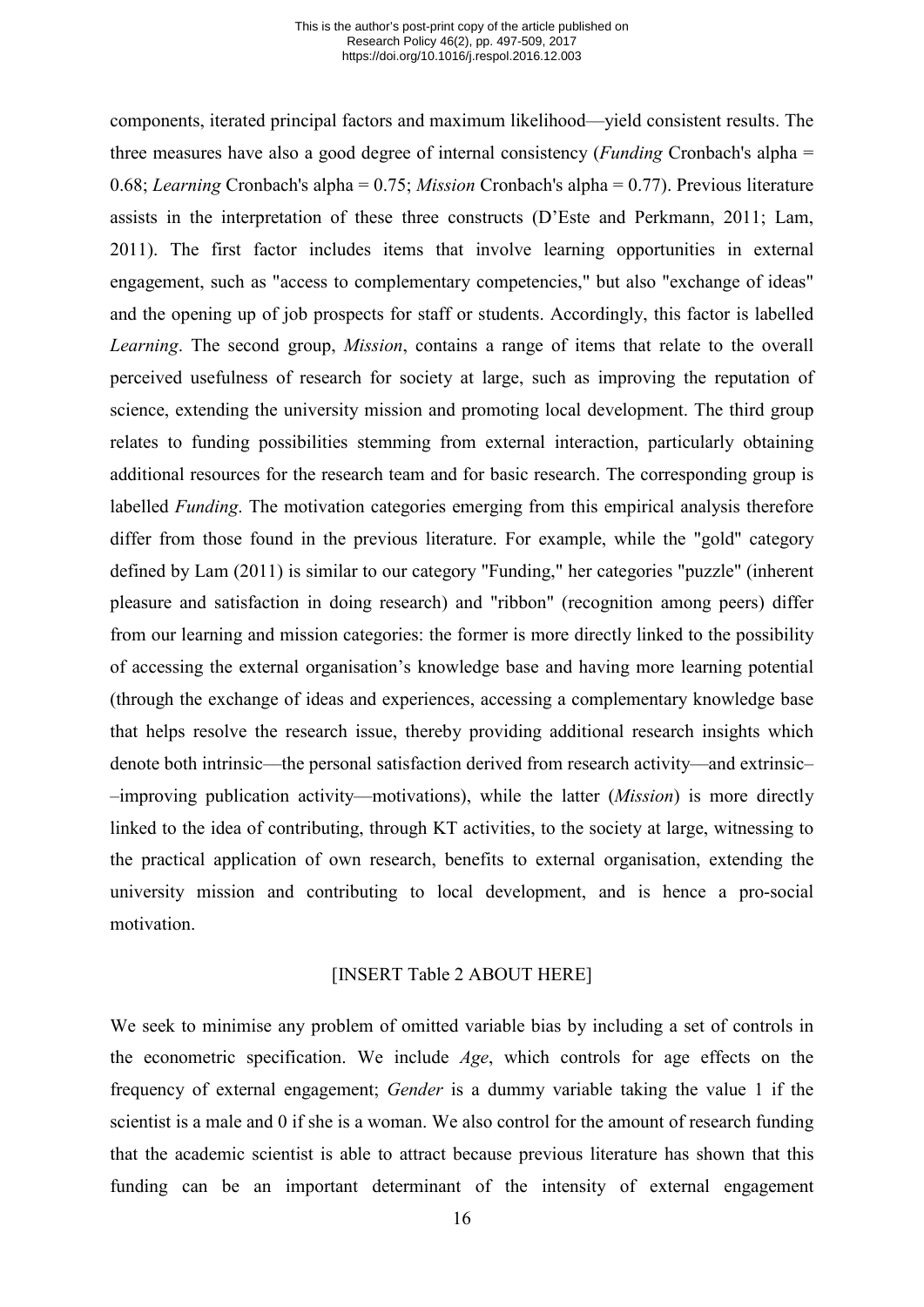components, iterated principal factors and maximum likelihood—yield consistent results. The three measures have also a good degree of internal consistency (*Funding* Cronbach's alpha = 0.68; *Learning* Cronbach's alpha = 0.75; *Mission* Cronbach's alpha = 0.77). Previous literature assists in the interpretation of these three constructs (D'Este and Perkmann, 2011; Lam, 2011). The first factor includes items that involve learning opportunities in external engagement, such as "access to complementary competencies," but also "exchange of ideas" and the opening up of job prospects for staff or students. Accordingly, this factor is labelled *Learning*. The second group, *Mission*, contains a range of items that relate to the overall perceived usefulness of research for society at large, such as improving the reputation of science, extending the university mission and promoting local development. The third group relates to funding possibilities stemming from external interaction, particularly obtaining additional resources for the research team and for basic research. The corresponding group is labelled *Funding*. The motivation categories emerging from this empirical analysis therefore differ from those found in the previous literature. For example, while the "gold" category defined by Lam (2011) is similar to our category "Funding," her categories "puzzle" (inherent pleasure and satisfaction in doing research) and "ribbon" (recognition among peers) differ from our learning and mission categories: the former is more directly linked to the possibility of accessing the external organisation's knowledge base and having more learning potential (through the exchange of ideas and experiences, accessing a complementary knowledge base that helps resolve the research issue, thereby providing additional research insights which denote both intrinsic—the personal satisfaction derived from research activity—and extrinsic––improving publication activity—motivations), while the latter (*Mission*) is more directly linked to the idea of contributing, through KT activities, to the society at large, witnessing to the practical application of own research, benefits to external organisation, extending the university mission and contributing to local development, and is hence a pro-social motivation.

[INSERT Table 2 ABOUT HERE]

We seek to minimise any problem of omitted variable bias by including a set of controls in the econometric specification. We include *Age*, which controls for age effects on the frequency of external engagement; *Gender* is a dummy variable taking the value 1 if the scientist is a male and 0 if she is a woman. We also control for the amount of research funding that the academic scientist is able to attract because previous literature has shown that this funding can be an important determinant of the intensity of external engagement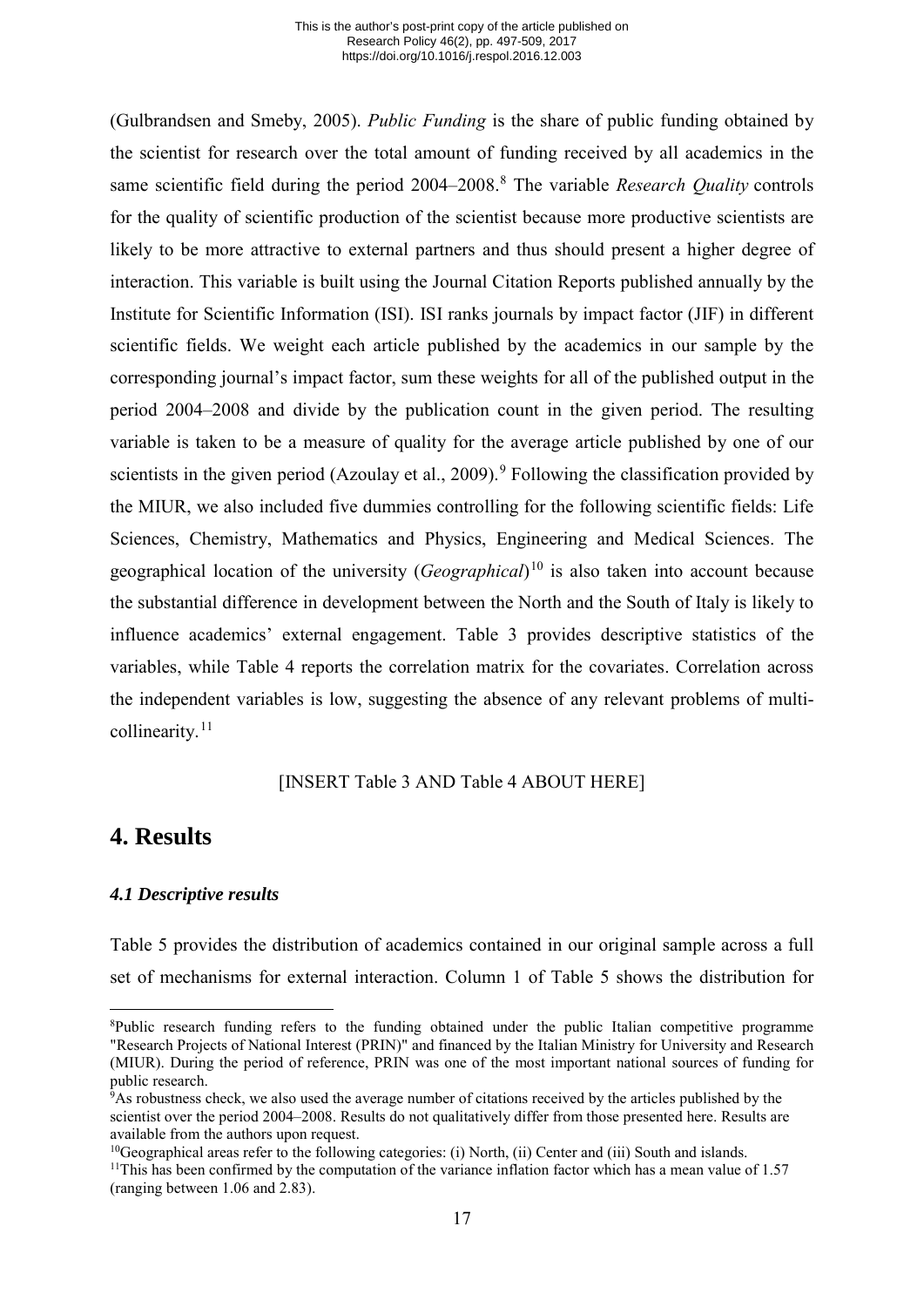(Gulbrandsen and Smeby, 2005). *Public Funding* is the share of public funding obtained by the scientist for research over the total amount of funding received by all academics in the same scientific field during the period 2004–2008.[8] The variable *Research Quality* controls for the quality of scientific production of the scientist because more productive scientists are likely to be more attractive to external partners and thus should present a higher degree of interaction. This variable is built using the Journal Citation Reports published annually by the Institute for Scientific Information (ISI). ISI ranks journals by impact factor (JIF) in different scientific fields. We weight each article published by the academics in our sample by the corresponding journal's impact factor, sum these weights for all of the published output in the period 2004–2008 and divide by the publication count in the given period. The resulting variable is taken to be a measure of quality for the average article published by one of our scientists in the given period (Azoulay et al., 2009).[9] Following the classification provided by the MIUR, we also included five dummies controlling for the following scientific fields: Life Sciences, Chemistry, Mathematics and Physics, Engineering and Medical Sciences. The geographical location of the university (*Geographical*)[10] is also taken into account because the substantial difference in development between the North and the South of Italy is likely to influence academics' external engagement. Table 3 provides descriptive statistics of the variables, while Table 4 reports the correlation matrix for the covariates. Correlation across the independent variables is low, suggesting the absence of any relevant problems of multi-collinearity.[11]

[INSERT Table 3 AND Table 4 ABOUT HERE]

# 4. Results

### *4.1 Descriptive results*

Table 5 provides the distribution of academics contained in our original sample across a full set of mechanisms for external interaction. Column 1 of Table 5 shows the distribution for

---

[8]Public research funding refers to the funding obtained under the public Italian competitive programme "Research Projects of National Interest (PRIN)" and financed by the Italian Ministry for University and Research (MIUR). During the period of reference, PRIN was one of the most important national sources of funding for public research.

[9]As robustness check, we also used the average number of citations received by the articles published by the scientist over the period 2004–2008. Results do not qualitatively differ from those presented here. Results are available from the authors upon request.

[10]Geographical areas refer to the following categories: (i) North, (ii) Center and (iii) South and islands.

[11]This has been confirmed by the computation of the variance inflation factor which has a mean value of 1.57 (ranging between 1.06 and 2.83).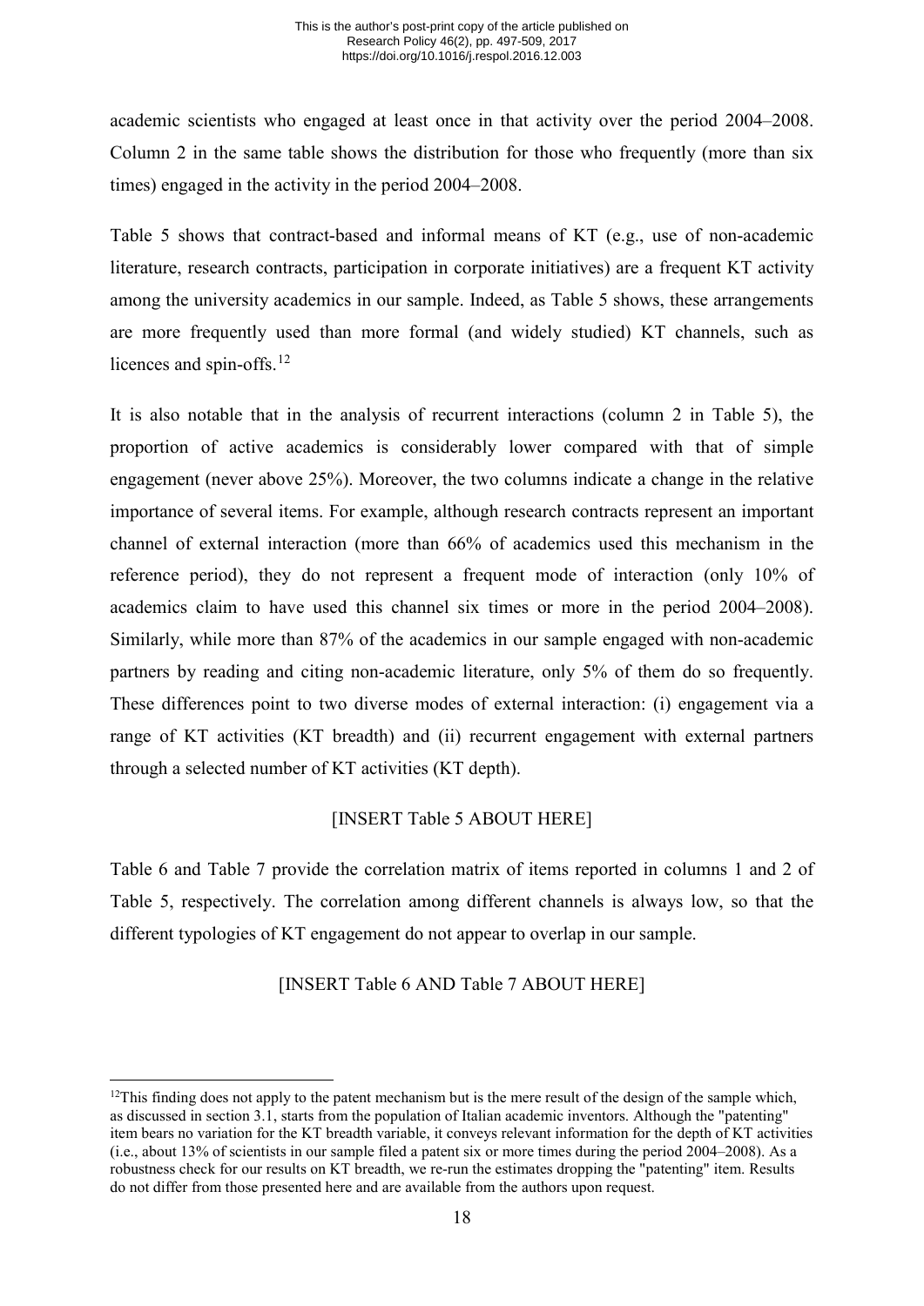academic scientists who engaged at least once in that activity over the period 2004–2008. Column 2 in the same table shows the distribution for those who frequently (more than six times) engaged in the activity in the period 2004–2008.

Table 5 shows that contract-based and informal means of KT (e.g., use of non-academic literature, research contracts, participation in corporate initiatives) are a frequent KT activity among the university academics in our sample. Indeed, as Table 5 shows, these arrangements are more frequently used than more formal (and widely studied) KT channels, such as licences and spin-offs.[12]

It is also notable that in the analysis of recurrent interactions (column 2 in Table 5), the proportion of active academics is considerably lower compared with that of simple engagement (never above 25%). Moreover, the two columns indicate a change in the relative importance of several items. For example, although research contracts represent an important channel of external interaction (more than 66% of academics used this mechanism in the reference period), they do not represent a frequent mode of interaction (only 10% of academics claim to have used this channel six times or more in the period 2004–2008). Similarly, while more than 87% of the academics in our sample engaged with non-academic partners by reading and citing non-academic literature, only 5% of them do so frequently. These differences point to two diverse modes of external interaction: (i) engagement via a range of KT activities (KT breadth) and (ii) recurrent engagement with external partners through a selected number of KT activities (KT depth).

[INSERT Table 5 ABOUT HERE]

Table 6 and Table 7 provide the correlation matrix of items reported in columns 1 and 2 of Table 5, respectively. The correlation among different channels is always low, so that the different typologies of KT engagement do not appear to overlap in our sample.

[INSERT Table 6 AND Table 7 ABOUT HERE]

---

[12] This finding does not apply to the patent mechanism but is the mere result of the design of the sample which, as discussed in section 3.1, starts from the population of Italian academic inventors. Although the "patenting" item bears no variation for the KT breadth variable, it conveys relevant information for the depth of KT activities (i.e., about 13% of scientists in our sample filed a patent six or more times during the period 2004–2008). As a robustness check for our results on KT breadth, we re-run the estimates dropping the "patenting" item. Results do not differ from those presented here and are available from the authors upon request.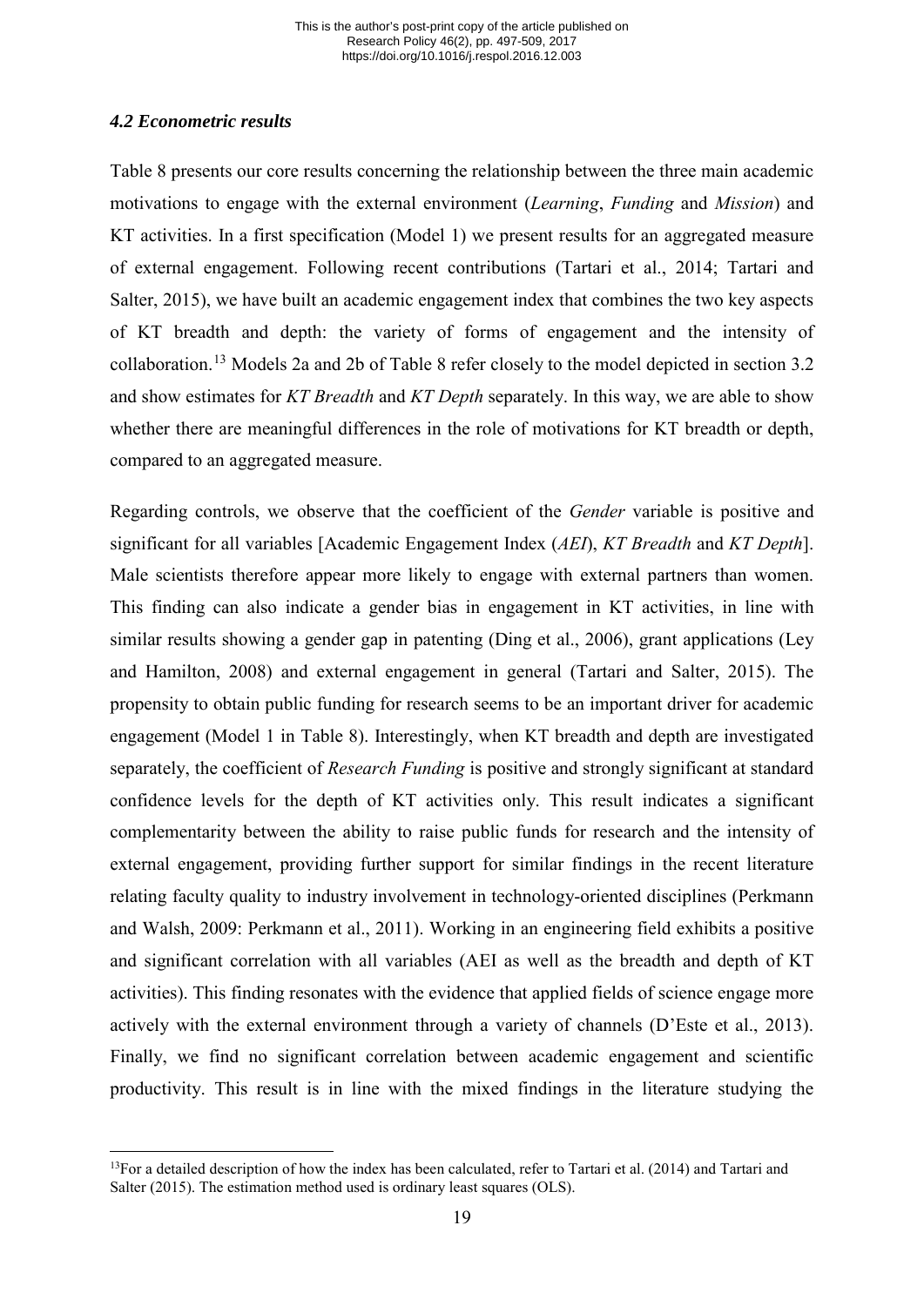### *4.2 Econometric results*

Table 8 presents our core results concerning the relationship between the three main academic motivations to engage with the external environment (*Learning*, *Funding* and *Mission*) and KT activities. In a first specification (Model 1) we present results for an aggregated measure of external engagement. Following recent contributions (Tartari et al., 2014; Tartari and Salter, 2015), we have built an academic engagement index that combines the two key aspects of KT breadth and depth: the variety of forms of engagement and the intensity of collaboration.[13] Models 2a and 2b of Table 8 refer closely to the model depicted in section 3.2 and show estimates for *KT Breadth* and *KT Depth* separately. In this way, we are able to show whether there are meaningful differences in the role of motivations for KT breadth or depth, compared to an aggregated measure.

Regarding controls, we observe that the coefficient of the *Gender* variable is positive and significant for all variables [Academic Engagement Index (*AEI*), *KT Breadth* and *KT Depth*]. Male scientists therefore appear more likely to engage with external partners than women. This finding can also indicate a gender bias in engagement in KT activities, in line with similar results showing a gender gap in patenting (Ding et al., 2006), grant applications (Ley and Hamilton, 2008) and external engagement in general (Tartari and Salter, 2015). The propensity to obtain public funding for research seems to be an important driver for academic engagement (Model 1 in Table 8). Interestingly, when KT breadth and depth are investigated separately, the coefficient of *Research Funding* is positive and strongly significant at standard confidence levels for the depth of KT activities only. This result indicates a significant complementarity between the ability to raise public funds for research and the intensity of external engagement, providing further support for similar findings in the recent literature relating faculty quality to industry involvement in technology-oriented disciplines (Perkmann and Walsh, 2009: Perkmann et al., 2011). Working in an engineering field exhibits a positive and significant correlation with all variables (AEI as well as the breadth and depth of KT activities). This finding resonates with the evidence that applied fields of science engage more actively with the external environment through a variety of channels (D'Este et al., 2013). Finally, we find no significant correlation between academic engagement and scientific productivity. This result is in line with the mixed findings in the literature studying the

[13] For a detailed description of how the index has been calculated, refer to Tartari et al. (2014) and Tartari and Salter (2015). The estimation method used is ordinary least squares (OLS).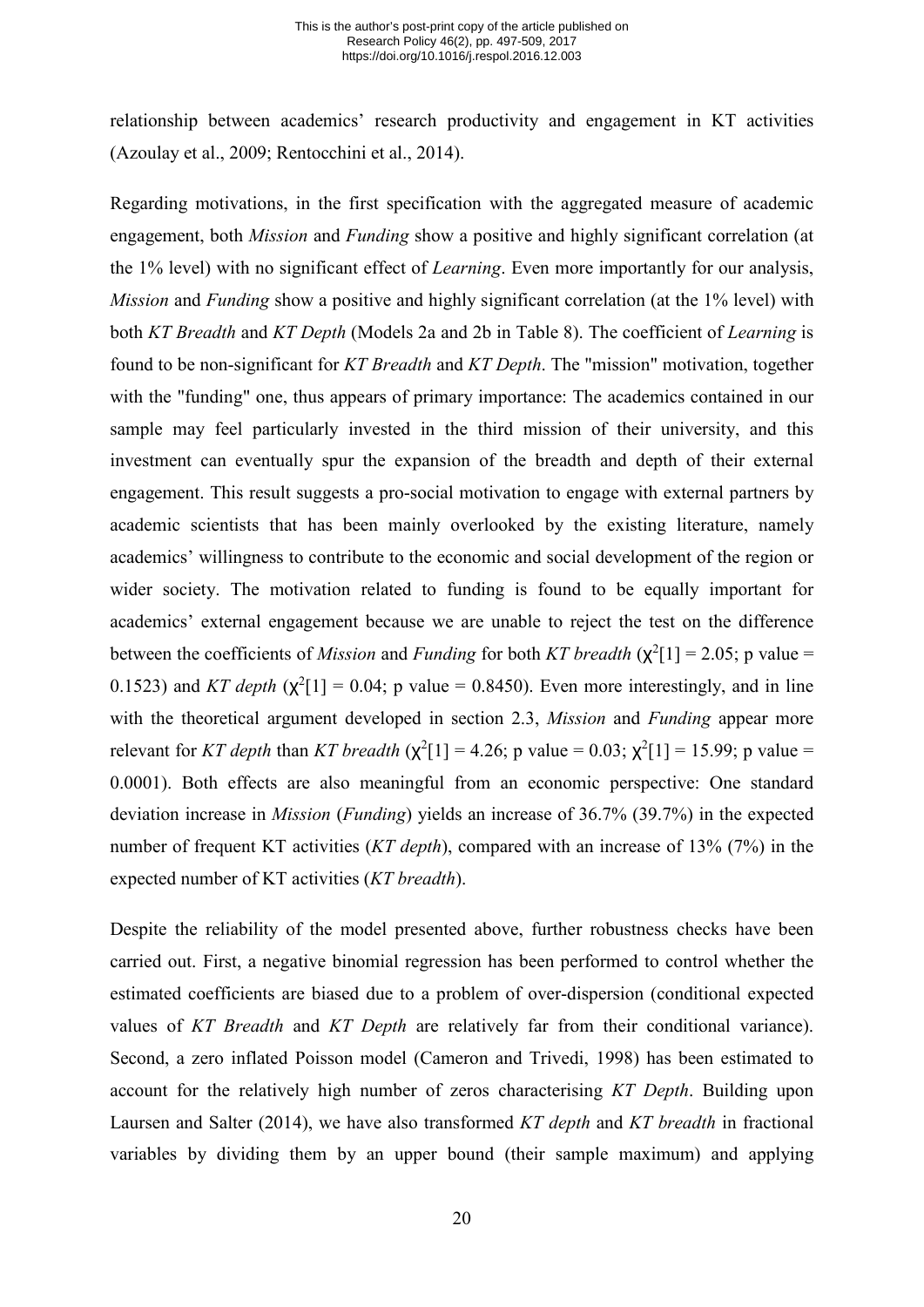relationship between academics' research productivity and engagement in KT activities (Azoulay et al., 2009; Rentocchini et al., 2014).

Regarding motivations, in the first specification with the aggregated measure of academic engagement, both *Mission* and *Funding* show a positive and highly significant correlation (at the 1% level) with no significant effect of *Learning*. Even more importantly for our analysis, *Mission* and *Funding* show a positive and highly significant correlation (at the 1% level) with both *KT Breadth* and *KT Depth* (Models 2a and 2b in Table 8). The coefficient of *Learning* is found to be non-significant for *KT Breadth* and *KT Depth*. The "mission" motivation, together with the "funding" one, thus appears of primary importance: The academics contained in our sample may feel particularly invested in the third mission of their university, and this investment can eventually spur the expansion of the breadth and depth of their external engagement. This result suggests a pro-social motivation to engage with external partners by academic scientists that has been mainly overlooked by the existing literature, namely academics' willingness to contribute to the economic and social development of the region or wider society. The motivation related to funding is found to be equally important for academics' external engagement because we are unable to reject the test on the difference between the coefficients of *Mission* and *Funding* for both *KT breadth* ($\chi^2[1] = 2.05$; p value = 0.1523) and *KT depth* ($\chi^2[1] = 0.04$; p value = 0.8450). Even more interestingly, and in line with the theoretical argument developed in section 2.3, *Mission* and *Funding* appear more relevant for *KT depth* than *KT breadth* ($\chi^2[1] = 4.26$; p value = 0.03; $\chi^2[1] = 15.99$; p value = 0.0001). Both effects are also meaningful from an economic perspective: One standard deviation increase in *Mission* (*Funding*) yields an increase of 36.7% (39.7%) in the expected number of frequent KT activities (*KT depth*), compared with an increase of 13% (7%) in the expected number of KT activities (*KT breadth*).

Despite the reliability of the model presented above, further robustness checks have been carried out. First, a negative binomial regression has been performed to control whether the estimated coefficients are biased due to a problem of over-dispersion (conditional expected values of *KT Breadth* and *KT Depth* are relatively far from their conditional variance). Second, a zero inflated Poisson model (Cameron and Trivedi, 1998) has been estimated to account for the relatively high number of zeros characterising *KT Depth*. Building upon Laursen and Salter (2014), we have also transformed *KT depth* and *KT breadth* in fractional variables by dividing them by an upper bound (their sample maximum) and applying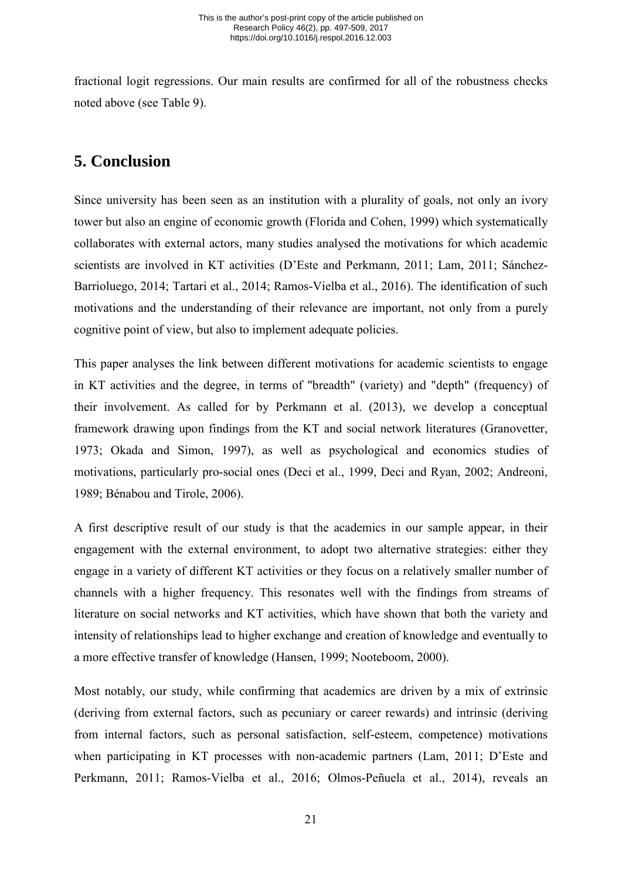fractional logit regressions. Our main results are confirmed for all of the robustness checks noted above (see Table 9).

## 5. Conclusion

Since university has been seen as an institution with a plurality of goals, not only an ivory tower but also an engine of economic growth (Florida and Cohen, 1999) which systematically collaborates with external actors, many studies analysed the motivations for which academic scientists are involved in KT activities (D'Este and Perkmann, 2011; Lam, 2011; Sánchez-Barrioluego, 2014; Tartari et al., 2014; Ramos-Vielba et al., 2016). The identification of such motivations and the understanding of their relevance are important, not only from a purely cognitive point of view, but also to implement adequate policies.

This paper analyses the link between different motivations for academic scientists to engage in KT activities and the degree, in terms of "breadth" (variety) and "depth" (frequency) of their involvement. As called for by Perkmann et al. (2013), we develop a conceptual framework drawing upon findings from the KT and social network literatures (Granovetter, 1973; Okada and Simon, 1997), as well as psychological and economics studies of motivations, particularly pro-social ones (Deci et al., 1999, Deci and Ryan, 2002; Andreoni, 1989; Bénabou and Tirole, 2006).

A first descriptive result of our study is that the academics in our sample appear, in their engagement with the external environment, to adopt two alternative strategies: either they engage in a variety of different KT activities or they focus on a relatively smaller number of channels with a higher frequency. This resonates well with the findings from streams of literature on social networks and KT activities, which have shown that both the variety and intensity of relationships lead to higher exchange and creation of knowledge and eventually to a more effective transfer of knowledge (Hansen, 1999; Nooteboom, 2000).

Most notably, our study, while confirming that academics are driven by a mix of extrinsic (deriving from external factors, such as pecuniary or career rewards) and intrinsic (deriving from internal factors, such as personal satisfaction, self-esteem, competence) motivations when participating in KT processes with non-academic partners (Lam, 2011; D'Este and Perkmann, 2011; Ramos-Vielba et al., 2016; Olmos-Peñuela et al., 2014), reveals an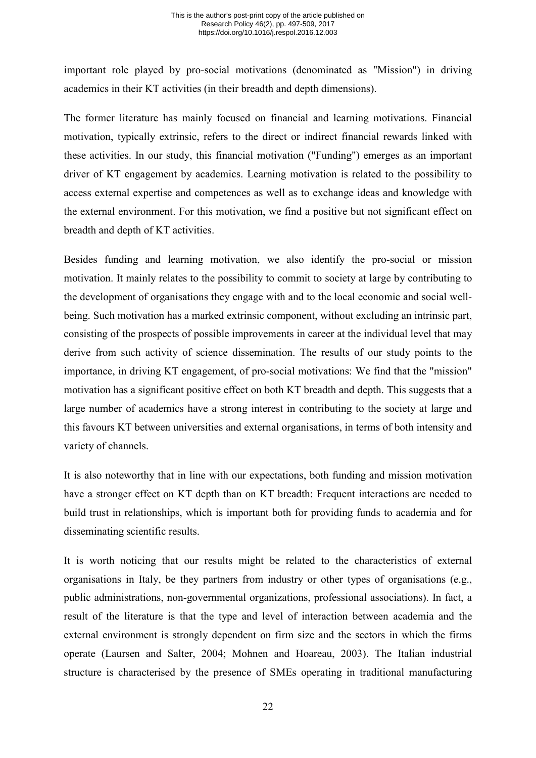important role played by pro-social motivations (denominated as "Mission") in driving academics in their KT activities (in their breadth and depth dimensions).

The former literature has mainly focused on financial and learning motivations. Financial motivation, typically extrinsic, refers to the direct or indirect financial rewards linked with these activities. In our study, this financial motivation ("Funding") emerges as an important driver of KT engagement by academics. Learning motivation is related to the possibility to access external expertise and competences as well as to exchange ideas and knowledge with the external environment. For this motivation, we find a positive but not significant effect on breadth and depth of KT activities.

Besides funding and learning motivation, we also identify the pro-social or mission motivation. It mainly relates to the possibility to commit to society at large by contributing to the development of organisations they engage with and to the local economic and social well-being. Such motivation has a marked extrinsic component, without excluding an intrinsic part, consisting of the prospects of possible improvements in career at the individual level that may derive from such activity of science dissemination. The results of our study points to the importance, in driving KT engagement, of pro-social motivations: We find that the "mission" motivation has a significant positive effect on both KT breadth and depth. This suggests that a large number of academics have a strong interest in contributing to the society at large and this favours KT between universities and external organisations, in terms of both intensity and variety of channels.

It is also noteworthy that in line with our expectations, both funding and mission motivation have a stronger effect on KT depth than on KT breadth: Frequent interactions are needed to build trust in relationships, which is important both for providing funds to academia and for disseminating scientific results.

It is worth noticing that our results might be related to the characteristics of external organisations in Italy, be they partners from industry or other types of organisations (e.g., public administrations, non-governmental organizations, professional associations). In fact, a result of the literature is that the type and level of interaction between academia and the external environment is strongly dependent on firm size and the sectors in which the firms operate (Laursen and Salter, 2004; Mohnen and Hoareau, 2003). The Italian industrial structure is characterised by the presence of SMEs operating in traditional manufacturing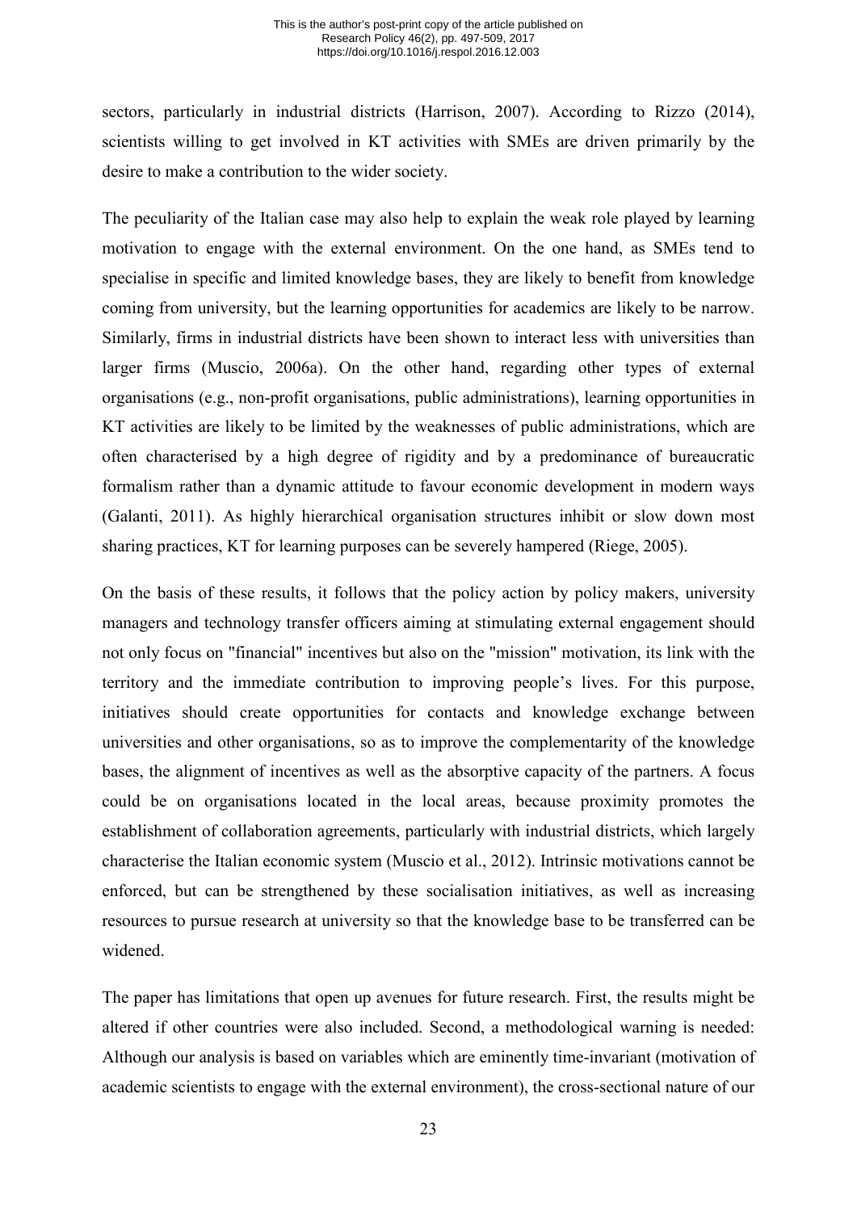sectors, particularly in industrial districts (Harrison, 2007). According to Rizzo (2014), scientists willing to get involved in KT activities with SMEs are driven primarily by the desire to make a contribution to the wider society.

The peculiarity of the Italian case may also help to explain the weak role played by learning motivation to engage with the external environment. On the one hand, as SMEs tend to specialise in specific and limited knowledge bases, they are likely to benefit from knowledge coming from university, but the learning opportunities for academics are likely to be narrow. Similarly, firms in industrial districts have been shown to interact less with universities than larger firms (Muscio, 2006a). On the other hand, regarding other types of external organisations (e.g., non-profit organisations, public administrations), learning opportunities in KT activities are likely to be limited by the weaknesses of public administrations, which are often characterised by a high degree of rigidity and by a predominance of bureaucratic formalism rather than a dynamic attitude to favour economic development in modern ways (Galanti, 2011). As highly hierarchical organisation structures inhibit or slow down most sharing practices, KT for learning purposes can be severely hampered (Riege, 2005).

On the basis of these results, it follows that the policy action by policy makers, university managers and technology transfer officers aiming at stimulating external engagement should not only focus on "financial" incentives but also on the "mission" motivation, its link with the territory and the immediate contribution to improving people's lives. For this purpose, initiatives should create opportunities for contacts and knowledge exchange between universities and other organisations, so as to improve the complementarity of the knowledge bases, the alignment of incentives as well as the absorptive capacity of the partners. A focus could be on organisations located in the local areas, because proximity promotes the establishment of collaboration agreements, particularly with industrial districts, which largely characterise the Italian economic system (Muscio et al., 2012). Intrinsic motivations cannot be enforced, but can be strengthened by these socialisation initiatives, as well as increasing resources to pursue research at university so that the knowledge base to be transferred can be widened.

The paper has limitations that open up avenues for future research. First, the results might be altered if other countries were also included. Second, a methodological warning is needed: Although our analysis is based on variables which are eminently time-invariant (motivation of academic scientists to engage with the external environment), the cross-sectional nature of our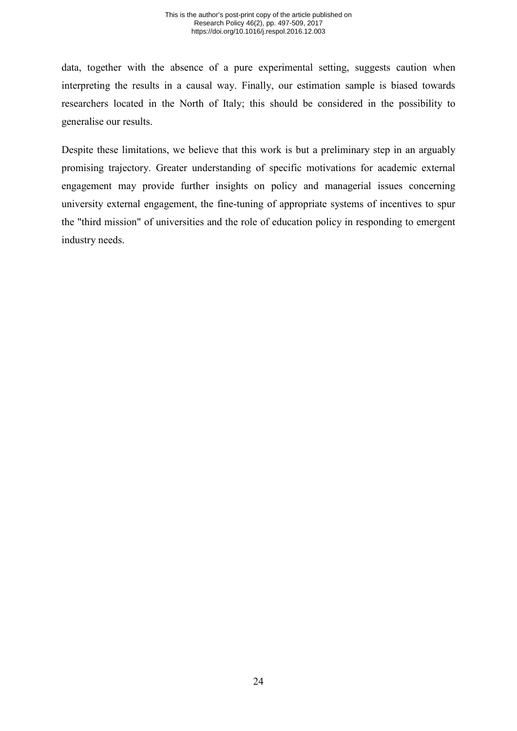data, together with the absence of a pure experimental setting, suggests caution when interpreting the results in a causal way. Finally, our estimation sample is biased towards researchers located in the North of Italy; this should be considered in the possibility to generalise our results.

Despite these limitations, we believe that this work is but a preliminary step in an arguably promising trajectory. Greater understanding of specific motivations for academic external engagement may provide further insights on policy and managerial issues concerning university external engagement, the fine-tuning of appropriate systems of incentives to spur the "third mission" of universities and the role of education policy in responding to emergent industry needs.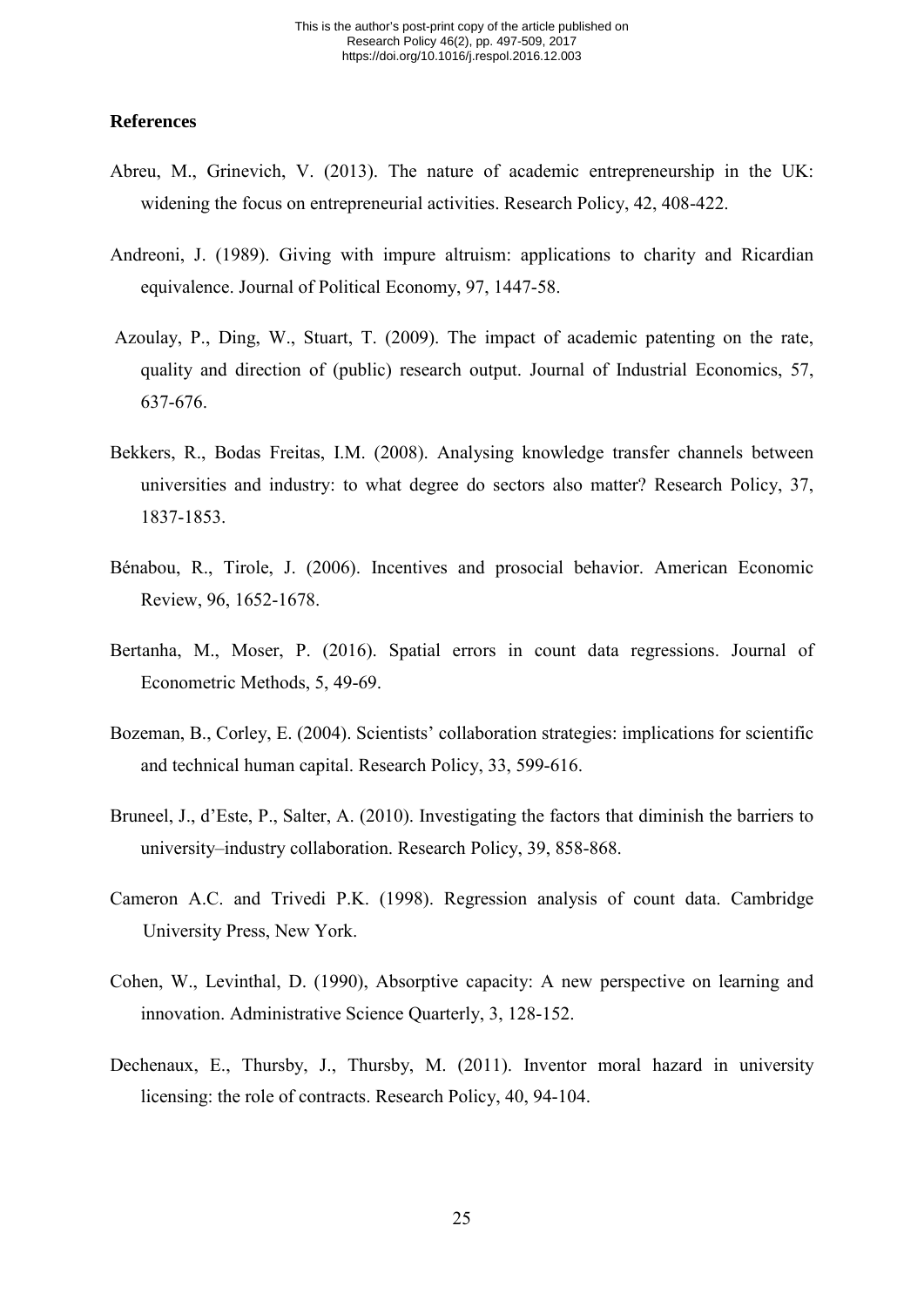## References

Abreu, M., Grinevich, V. (2013). The nature of academic entrepreneurship in the UK: widening the focus on entrepreneurial activities. Research Policy, 42, 408-422.

Andreoni, J. (1989). Giving with impure altruism: applications to charity and Ricardian equivalence. Journal of Political Economy, 97, 1447-58.

Azoulay, P., Ding, W., Stuart, T. (2009). The impact of academic patenting on the rate, quality and direction of (public) research output. Journal of Industrial Economics, 57, 637-676.

Bekkers, R., Bodas Freitas, I.M. (2008). Analysing knowledge transfer channels between universities and industry: to what degree do sectors also matter? Research Policy, 37, 1837-1853.

Bénabou, R., Tirole, J. (2006). Incentives and prosocial behavior. American Economic Review, 96, 1652-1678.

Bertanha, M., Moser, P. (2016). Spatial errors in count data regressions. Journal of Econometric Methods, 5, 49-69.

Bozeman, B., Corley, E. (2004). Scientists' collaboration strategies: implications for scientific and technical human capital. Research Policy, 33, 599-616.

Bruneel, J., d'Este, P., Salter, A. (2010). Investigating the factors that diminish the barriers to university–industry collaboration. Research Policy, 39, 858-868.

Cameron A.C. and Trivedi P.K. (1998). Regression analysis of count data. Cambridge University Press, New York.

Cohen, W., Levinthal, D. (1990), Absorptive capacity: A new perspective on learning and innovation. Administrative Science Quarterly, 3, 128-152.

Dechenaux, E., Thursby, J., Thursby, M. (2011). Inventor moral hazard in university licensing: the role of contracts. Research Policy, 40, 94-104.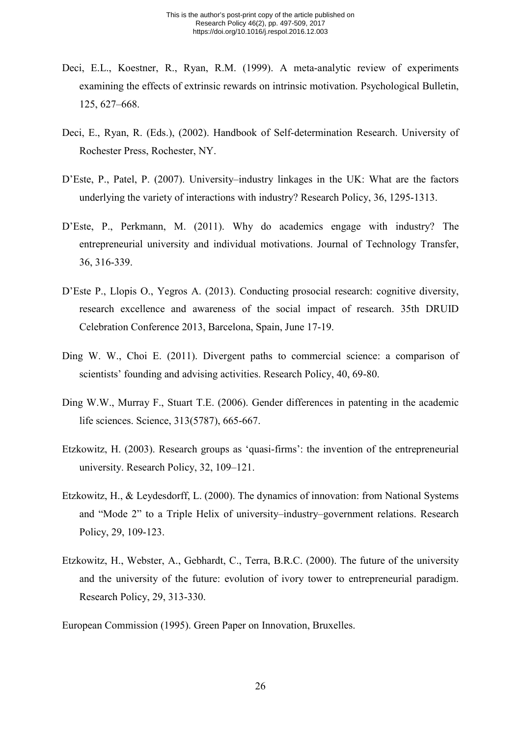Deci, E.L., Koestner, R., Ryan, R.M. (1999). A meta-analytic review of experiments examining the effects of extrinsic rewards on intrinsic motivation. Psychological Bulletin, 125, 627–668.

Deci, E., Ryan, R. (Eds.), (2002). Handbook of Self-determination Research. University of Rochester Press, Rochester, NY.

D'Este, P., Patel, P. (2007). University–industry linkages in the UK: What are the factors underlying the variety of interactions with industry? Research Policy, 36, 1295-1313.

D'Este, P., Perkmann, M. (2011). Why do academics engage with industry? The entrepreneurial university and individual motivations. Journal of Technology Transfer, 36, 316-339.

D'Este P., Llopis O., Yegros A. (2013). Conducting prosocial research: cognitive diversity, research excellence and awareness of the social impact of research. 35th DRUID Celebration Conference 2013, Barcelona, Spain, June 17-19.

Ding W. W., Choi E. (2011). Divergent paths to commercial science: a comparison of scientists' founding and advising activities. Research Policy, 40, 69-80.

Ding W.W., Murray F., Stuart T.E. (2006). Gender differences in patenting in the academic life sciences. Science, 313(5787), 665-667.

Etzkowitz, H. (2003). Research groups as 'quasi-firms': the invention of the entrepreneurial university. Research Policy, 32, 109–121.

Etzkowitz, H., & Leydesdorff, L. (2000). The dynamics of innovation: from National Systems and "Mode 2" to a Triple Helix of university–industry–government relations. Research Policy, 29, 109-123.

Etzkowitz, H., Webster, A., Gebhardt, C., Terra, B.R.C. (2000). The future of the university and the university of the future: evolution of ivory tower to entrepreneurial paradigm. Research Policy, 29, 313-330.

European Commission (1995). Green Paper on Innovation, Bruxelles.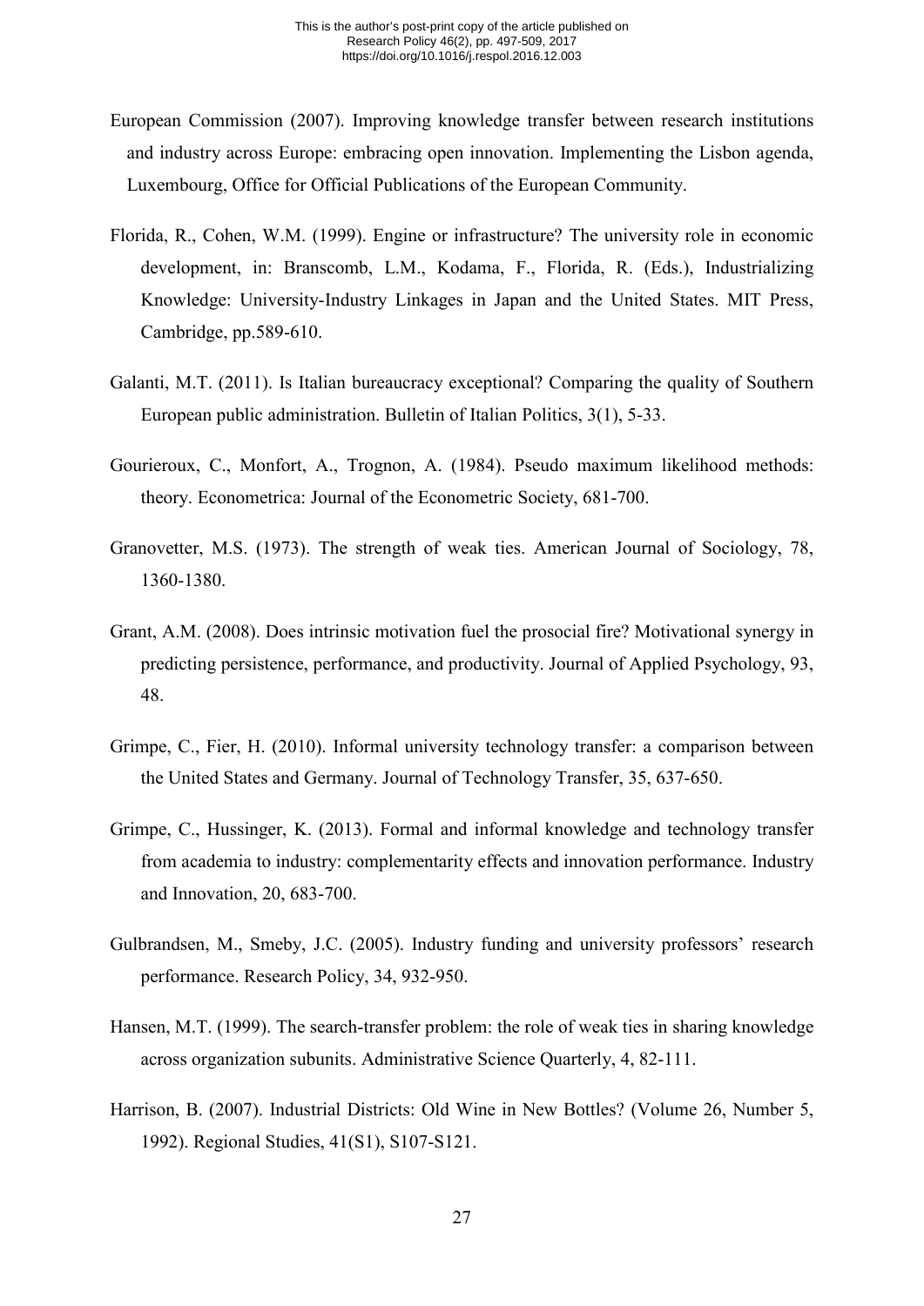European Commission (2007). Improving knowledge transfer between research institutions and industry across Europe: embracing open innovation. Implementing the Lisbon agenda, Luxembourg, Office for Official Publications of the European Community.

Florida, R., Cohen, W.M. (1999). Engine or infrastructure? The university role in economic development, in: Branscomb, L.M., Kodama, F., Florida, R. (Eds.), Industrializing Knowledge: University-Industry Linkages in Japan and the United States. MIT Press, Cambridge, pp.589-610.

Galanti, M.T. (2011). Is Italian bureaucracy exceptional? Comparing the quality of Southern European public administration. Bulletin of Italian Politics, 3(1), 5-33.

Gourieroux, C., Monfort, A., Trognon, A. (1984). Pseudo maximum likelihood methods: theory. Econometrica: Journal of the Econometric Society, 681-700.

Granovetter, M.S. (1973). The strength of weak ties. American Journal of Sociology, 78, 1360-1380.

Grant, A.M. (2008). Does intrinsic motivation fuel the prosocial fire? Motivational synergy in predicting persistence, performance, and productivity. Journal of Applied Psychology, 93, 48.

Grimpe, C., Fier, H. (2010). Informal university technology transfer: a comparison between the United States and Germany. Journal of Technology Transfer, 35, 637-650.

Grimpe, C., Hussinger, K. (2013). Formal and informal knowledge and technology transfer from academia to industry: complementarity effects and innovation performance. Industry and Innovation, 20, 683-700.

Gulbrandsen, M., Smeby, J.C. (2005). Industry funding and university professors' research performance. Research Policy, 34, 932-950.

Hansen, M.T. (1999). The search-transfer problem: the role of weak ties in sharing knowledge across organization subunits. Administrative Science Quarterly, 4, 82-111.

Harrison, B. (2007). Industrial Districts: Old Wine in New Bottles? (Volume 26, Number 5, 1992). Regional Studies, 41(S1), S107-S121.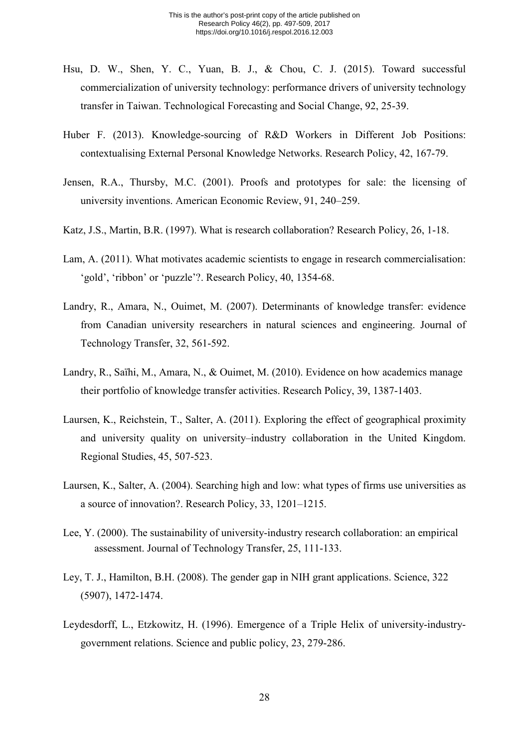Hsu, D. W., Shen, Y. C., Yuan, B. J., & Chou, C. J. (2015). Toward successful commercialization of university technology: performance drivers of university technology transfer in Taiwan. Technological Forecasting and Social Change, 92, 25-39.

Huber F. (2013). Knowledge-sourcing of R&D Workers in Different Job Positions: contextualising External Personal Knowledge Networks. Research Policy, 42, 167-79.

Jensen, R.A., Thursby, M.C. (2001). Proofs and prototypes for sale: the licensing of university inventions. American Economic Review, 91, 240–259.

Katz, J.S., Martin, B.R. (1997). What is research collaboration? Research Policy, 26, 1-18.

Lam, A. (2011). What motivates academic scientists to engage in research commercialisation: 'gold', 'ribbon' or 'puzzle'?. Research Policy, 40, 1354-68.

Landry, R., Amara, N., Ouimet, M. (2007). Determinants of knowledge transfer: evidence from Canadian university researchers in natural sciences and engineering. Journal of Technology Transfer, 32, 561-592.

Landry, R., Saïhi, M., Amara, N., & Ouimet, M. (2010). Evidence on how academics manage their portfolio of knowledge transfer activities. Research Policy, 39, 1387-1403.

Laursen, K., Reichstein, T., Salter, A. (2011). Exploring the effect of geographical proximity and university quality on university–industry collaboration in the United Kingdom. Regional Studies, 45, 507-523.

Laursen, K., Salter, A. (2004). Searching high and low: what types of firms use universities as a source of innovation?. Research Policy, 33, 1201–1215.

Lee, Y. (2000). The sustainability of university-industry research collaboration: an empirical assessment. Journal of Technology Transfer, 25, 111-133.

Ley, T. J., Hamilton, B.H. (2008). The gender gap in NIH grant applications. Science, 322 (5907), 1472-1474.

Leydesdorff, L., Etzkowitz, H. (1996). Emergence of a Triple Helix of university-industry-government relations. Science and public policy, 23, 279-286.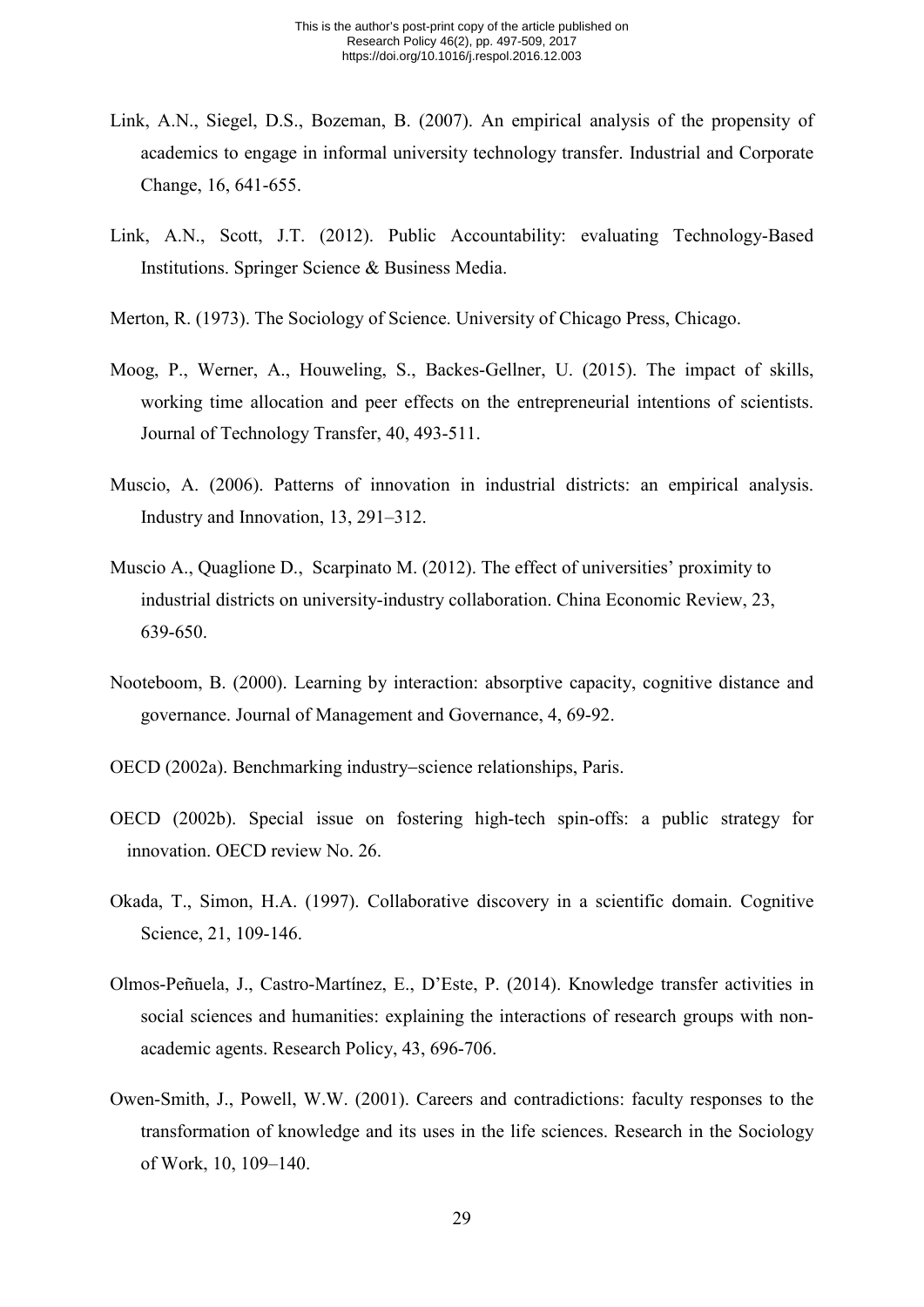Link, A.N., Siegel, D.S., Bozeman, B. (2007). An empirical analysis of the propensity of academics to engage in informal university technology transfer. Industrial and Corporate Change, 16, 641-655.

Link, A.N., Scott, J.T. (2012). Public Accountability: evaluating Technology-Based Institutions. Springer Science & Business Media.

Merton, R. (1973). The Sociology of Science. University of Chicago Press, Chicago.

Moog, P., Werner, A., Houweling, S., Backes-Gellner, U. (2015). The impact of skills, working time allocation and peer effects on the entrepreneurial intentions of scientists. Journal of Technology Transfer, 40, 493-511.

Muscio, A. (2006). Patterns of innovation in industrial districts: an empirical analysis. Industry and Innovation, 13, 291–312.

Muscio A., Quaglione D., Scarpinato M. (2012). The effect of universities' proximity to industrial districts on university-industry collaboration. China Economic Review, 23, 639-650.

Nooteboom, B. (2000). Learning by interaction: absorptive capacity, cognitive distance and governance. Journal of Management and Governance, 4, 69-92.

OECD (2002a). Benchmarking industry–science relationships, Paris.

OECD (2002b). Special issue on fostering high-tech spin-offs: a public strategy for innovation. OECD review No. 26.

Okada, T., Simon, H.A. (1997). Collaborative discovery in a scientific domain. Cognitive Science, 21, 109-146.

Olmos-Peñuela, J., Castro-Martínez, E., D'Este, P. (2014). Knowledge transfer activities in social sciences and humanities: explaining the interactions of research groups with non-academic agents. Research Policy, 43, 696-706.

Owen-Smith, J., Powell, W.W. (2001). Careers and contradictions: faculty responses to the transformation of knowledge and its uses in the life sciences. Research in the Sociology of Work, 10, 109–140.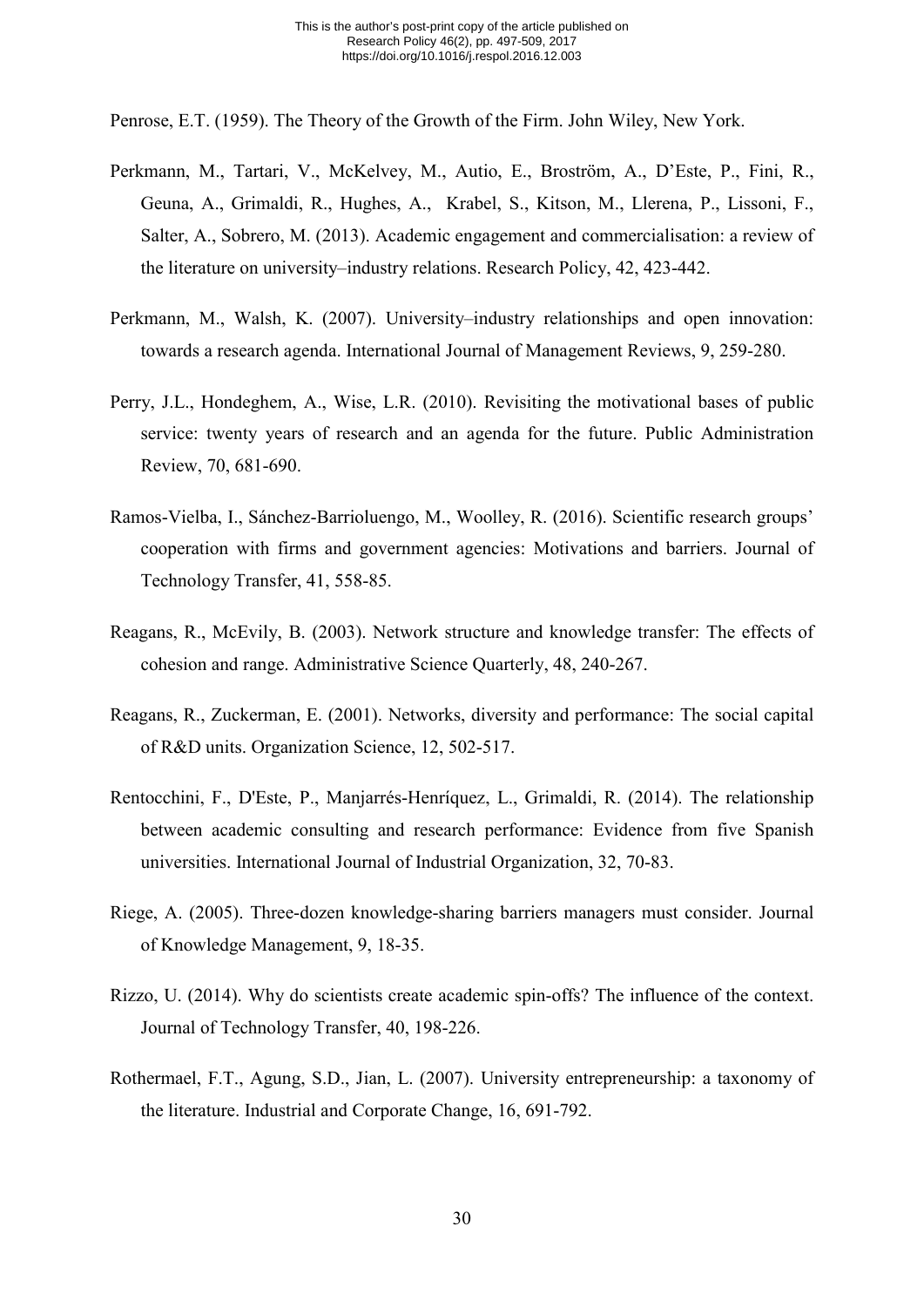Penrose, E.T. (1959). The Theory of the Growth of the Firm. John Wiley, New York.

Perkmann, M., Tartari, V., McKelvey, M., Autio, E., Broström, A., D'Este, P., Fini, R., Geuna, A., Grimaldi, R., Hughes, A., Krabel, S., Kitson, M., Llerena, P., Lissoni, F., Salter, A., Sobrero, M. (2013). Academic engagement and commercialisation: a review of the literature on university–industry relations. Research Policy, 42, 423-442.

Perkmann, M., Walsh, K. (2007). University–industry relationships and open innovation: towards a research agenda. International Journal of Management Reviews, 9, 259-280.

Perry, J.L., Hondeghem, A., Wise, L.R. (2010). Revisiting the motivational bases of public service: twenty years of research and an agenda for the future. Public Administration Review, 70, 681-690.

Ramos-Vielba, I., Sánchez-Barrioluengo, M., Woolley, R. (2016). Scientific research groups' cooperation with firms and government agencies: Motivations and barriers. Journal of Technology Transfer, 41, 558-85.

Reagans, R., McEvily, B. (2003). Network structure and knowledge transfer: The effects of cohesion and range. Administrative Science Quarterly, 48, 240-267.

Reagans, R., Zuckerman, E. (2001). Networks, diversity and performance: The social capital of R&D units. Organization Science, 12, 502-517.

Rentocchini, F., D'Este, P., Manjarrés-Henríquez, L., Grimaldi, R. (2014). The relationship between academic consulting and research performance: Evidence from five Spanish universities. International Journal of Industrial Organization, 32, 70-83.

Riege, A. (2005). Three-dozen knowledge-sharing barriers managers must consider. Journal of Knowledge Management, 9, 18-35.

Rizzo, U. (2014). Why do scientists create academic spin-offs? The influence of the context. Journal of Technology Transfer, 40, 198-226.

Rothermael, F.T., Agung, S.D., Jian, L. (2007). University entrepreneurship: a taxonomy of the literature. Industrial and Corporate Change, 16, 691-792.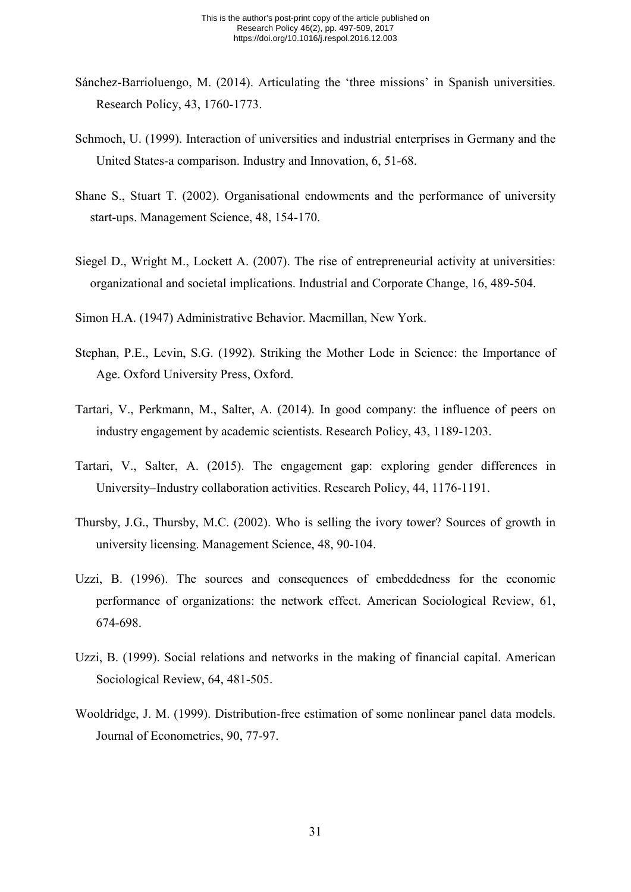Sánchez-Barrioluengo, M. (2014). Articulating the 'three missions' in Spanish universities. Research Policy, 43, 1760-1773.

Schmoch, U. (1999). Interaction of universities and industrial enterprises in Germany and the United States-a comparison. Industry and Innovation, 6, 51-68.

Shane S., Stuart T. (2002). Organisational endowments and the performance of university start-ups. Management Science, 48, 154-170.

Siegel D., Wright M., Lockett A. (2007). The rise of entrepreneurial activity at universities: organizational and societal implications. Industrial and Corporate Change, 16, 489-504.

Simon H.A. (1947) Administrative Behavior. Macmillan, New York.

Stephan, P.E., Levin, S.G. (1992). Striking the Mother Lode in Science: the Importance of Age. Oxford University Press, Oxford.

Tartari, V., Perkmann, M., Salter, A. (2014). In good company: the influence of peers on industry engagement by academic scientists. Research Policy, 43, 1189-1203.

Tartari, V., Salter, A. (2015). The engagement gap: exploring gender differences in University–Industry collaboration activities. Research Policy, 44, 1176-1191.

Thursby, J.G., Thursby, M.C. (2002). Who is selling the ivory tower? Sources of growth in university licensing. Management Science, 48, 90-104.

Uzzi, B. (1996). The sources and consequences of embeddedness for the economic performance of organizations: the network effect. American Sociological Review, 61, 674-698.

Uzzi, B. (1999). Social relations and networks in the making of financial capital. American Sociological Review, 64, 481-505.

Wooldridge, J. M. (1999). Distribution-free estimation of some nonlinear panel data models. Journal of Econometrics, 90, 77-97.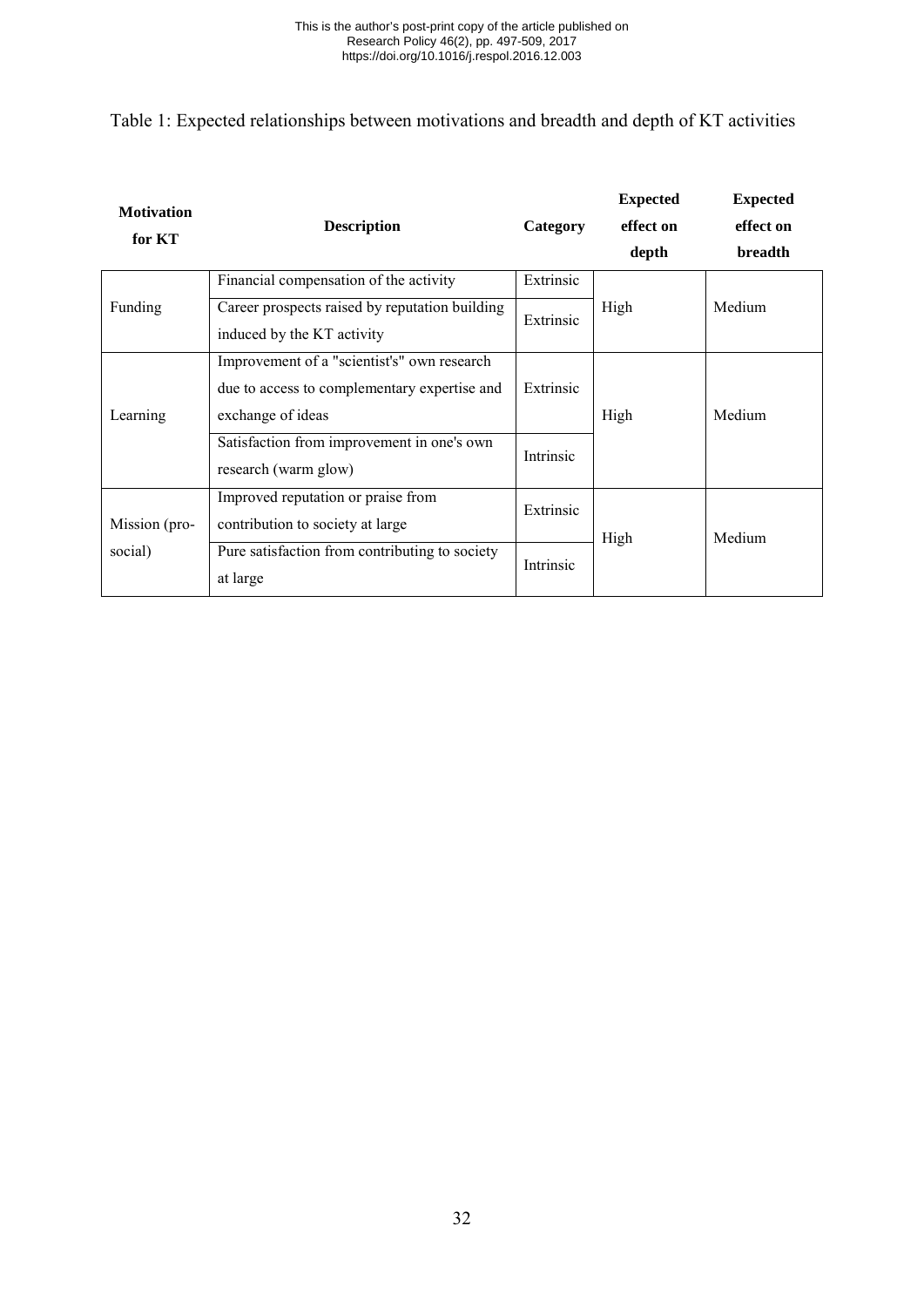Table 1: Expected relationships between motivations and breadth and depth of KT activities

| Motivation for KT | Description | Category | Expected effect on depth | Expected effect on breadth |
|---|---|---|---|---|
| Funding | Financial compensation of the activity | Extrinsic | High | Medium |
| | Career prospects raised by reputation building induced by the KT activity | Extrinsic | | |
| Learning | Improvement of a "scientist's" own research due to access to complementary expertise and exchange of ideas | Extrinsic | High | Medium |
| | Satisfaction from improvement in one's own research (warm glow) | Intrinsic | | |
| Mission (pro-social) | Improved reputation or praise from contribution to society at large | Extrinsic | High | Medium |
| | Pure satisfaction from contributing to society at large | Intrinsic | | |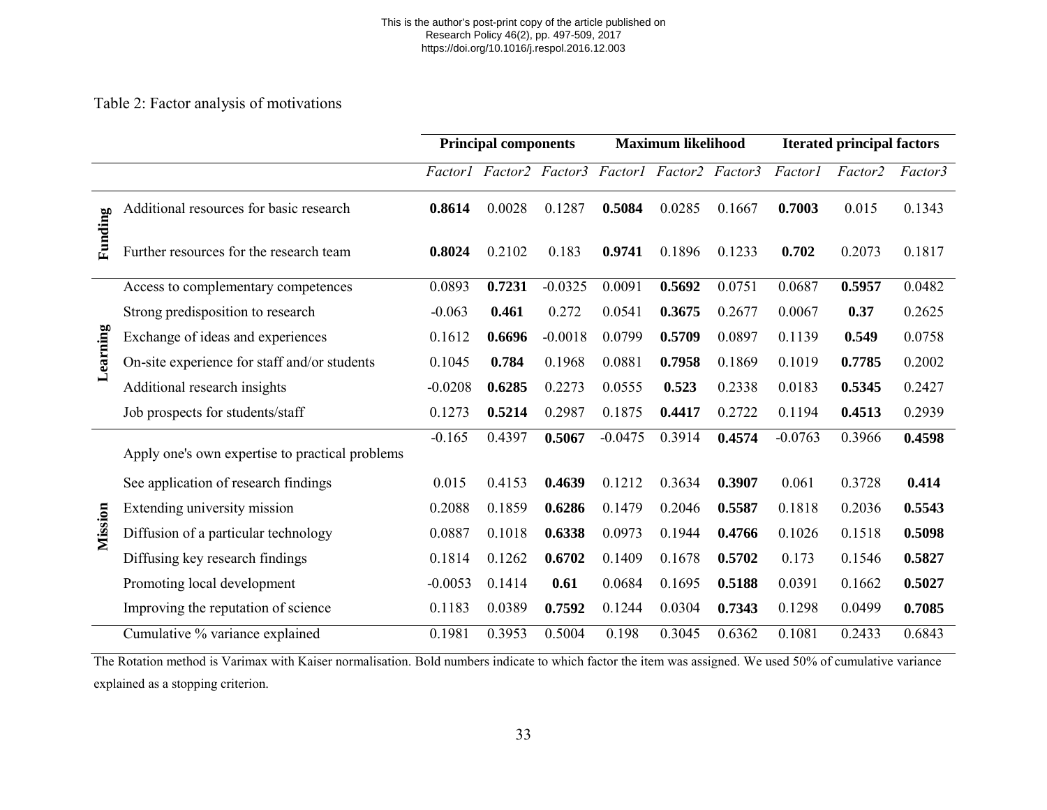Table 2: Factor analysis of motivations

| | | Principal components | | | Maximum likelihood | | | Iterated principal factors | | |
|---|---|---|---|---|---|---|---|---|---|---|
| | | *Factor1* | *Factor2* | *Factor3* | *Factor1* | *Factor2* | *Factor3* | *Factor1* | *Factor2* | *Factor3* |
| **Funding** | Additional resources for basic research | **0.8614** | 0.0028 | 0.1287 | **0.5084** | 0.0285 | 0.1667 | **0.7003** | 0.015 | 0.1343 |
| | Further resources for the research team | **0.8024** | 0.2102 | 0.183 | **0.9741** | 0.1896 | 0.1233 | **0.702** | 0.2073 | 0.1817 |
| **Learning** | Access to complementary competences | 0.0893 | **0.7231** | -0.0325 | 0.0091 | **0.5692** | 0.0751 | 0.0687 | **0.5957** | 0.0482 |
| | Strong predisposition to research | -0.063 | **0.461** | 0.272 | 0.0541 | **0.3675** | 0.2677 | 0.0067 | **0.37** | 0.2625 |
| | Exchange of ideas and experiences | 0.1612 | **0.6696** | -0.0018 | 0.0799 | **0.5709** | 0.0897 | 0.1139 | **0.549** | 0.0758 |
| | On-site experience for staff and/or students | 0.1045 | **0.784** | 0.1968 | 0.0881 | **0.7958** | 0.1869 | 0.1019 | **0.7785** | 0.2002 |
| | Additional research insights | -0.0208 | **0.6285** | 0.2273 | 0.0555 | **0.523** | 0.2338 | 0.0183 | **0.5345** | 0.2427 |
| | Job prospects for students/staff | 0.1273 | **0.5214** | 0.2987 | 0.1875 | **0.4417** | 0.2722 | 0.1194 | **0.4513** | 0.2939 |
| **Mission** | Apply one's own expertise to practical problems | -0.165 | 0.4397 | **0.5067** | -0.0475 | 0.3914 | **0.4574** | -0.0763 | 0.3966 | **0.4598** |
| | See application of research findings | 0.015 | 0.4153 | **0.4639** | 0.1212 | 0.3634 | **0.3907** | 0.061 | 0.3728 | **0.414** |
| | Extending university mission | 0.2088 | 0.1859 | **0.6286** | 0.1479 | 0.2046 | **0.5587** | 0.1818 | 0.2036 | **0.5543** |
| | Diffusion of a particular technology | 0.0887 | 0.1018 | **0.6338** | 0.0973 | 0.1944 | **0.4766** | 0.1026 | 0.1518 | **0.5098** |
| | Diffusing key research findings | 0.1814 | 0.1262 | **0.6702** | 0.1409 | 0.1678 | **0.5702** | 0.173 | 0.1546 | **0.5827** |
| | Promoting local development | -0.0053 | 0.1414 | **0.61** | 0.0684 | 0.1695 | **0.5188** | 0.0391 | 0.1662 | **0.5027** |
| | Improving the reputation of science | 0.1183 | 0.0389 | **0.7592** | 0.1244 | 0.0304 | **0.7343** | 0.1298 | 0.0499 | **0.7085** |
| | Cumulative % variance explained | 0.1981 | 0.3953 | 0.5004 | 0.198 | 0.3045 | 0.6362 | 0.1081 | 0.2433 | 0.6843 |

The Rotation method is Varimax with Kaiser normalisation. Bold numbers indicate to which factor the item was assigned. We used 50% of cumulative variance explained as a stopping criterion.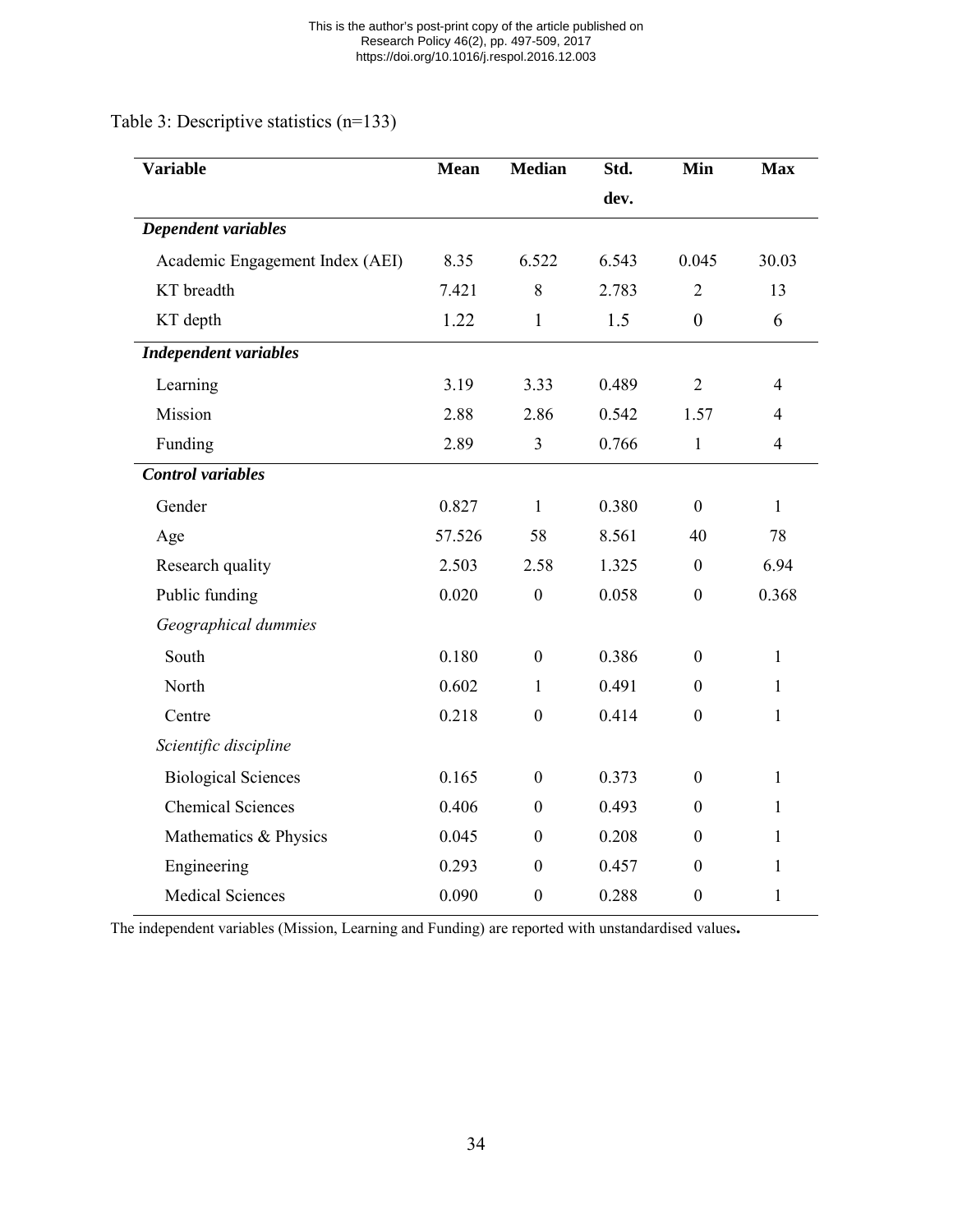Table 3: Descriptive statistics (n=133)

| Variable | Mean | Median | Std. dev. | Min | Max |
|---|---|---|---|---|---|
| ***Dependent variables*** | | | | | |
| Academic Engagement Index (AEI) | 8.35 | 6.522 | 6.543 | 0.045 | 30.03 |
| KT breadth | 7.421 | 8 | 2.783 | 2 | 13 |
| KT depth | 1.22 | 1 | 1.5 | 0 | 6 |
| ***Independent variables*** | | | | | |
| Learning | 3.19 | 3.33 | 0.489 | 2 | 4 |
| Mission | 2.88 | 2.86 | 0.542 | 1.57 | 4 |
| Funding | 2.89 | 3 | 0.766 | 1 | 4 |
| ***Control variables*** | | | | | |
| Gender | 0.827 | 1 | 0.380 | 0 | 1 |
| Age | 57.526 | 58 | 8.561 | 40 | 78 |
| Research quality | 2.503 | 2.58 | 1.325 | 0 | 6.94 |
| Public funding | 0.020 | 0 | 0.058 | 0 | 0.368 |
| *Geographical dummies* | | | | | |
| South | 0.180 | 0 | 0.386 | 0 | 1 |
| North | 0.602 | 1 | 0.491 | 0 | 1 |
| Centre | 0.218 | 0 | 0.414 | 0 | 1 |
| *Scientific discipline* | | | | | |
| Biological Sciences | 0.165 | 0 | 0.373 | 0 | 1 |
| Chemical Sciences | 0.406 | 0 | 0.493 | 0 | 1 |
| Mathematics & Physics | 0.045 | 0 | 0.208 | 0 | 1 |
| Engineering | 0.293 | 0 | 0.457 | 0 | 1 |
| Medical Sciences | 0.090 | 0 | 0.288 | 0 | 1 |

The independent variables (Mission, Learning and Funding) are reported with unstandardised values.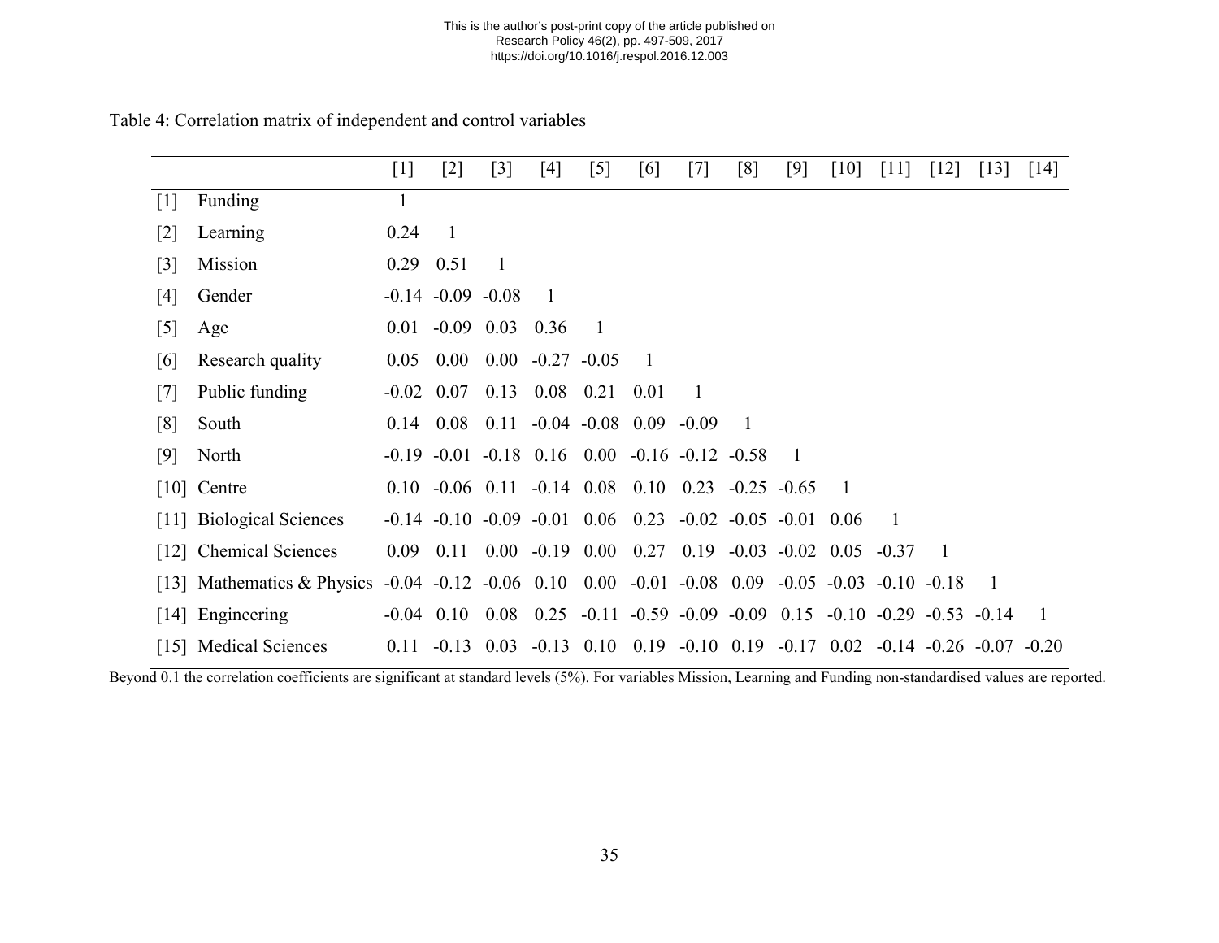Table 4: Correlation matrix of independent and control variables

| | | [1] | [2] | [3] | [4] | [5] | [6] | [7] | [8] | [9] | [10] | [11] | [12] | [13] | [14] |
|---|---|---|---|---|---|---|---|---|---|---|---|---|---|---|---|
| [1] | Funding | 1 | | | | | | | | | | | | | |
| [2] | Learning | 0.24 | 1 | | | | | | | | | | | | |
| [3] | Mission | 0.29 | 0.51 | 1 | | | | | | | | | | | |
| [4] | Gender | -0.14 | -0.09 | -0.08 | 1 | | | | | | | | | | |
| [5] | Age | 0.01 | -0.09 | 0.03 | 0.36 | 1 | | | | | | | | | |
| [6] | Research quality | 0.05 | 0.00 | 0.00 | -0.27 | -0.05 | 1 | | | | | | | | |
| [7] | Public funding | -0.02 | 0.07 | 0.13 | 0.08 | 0.21 | 0.01 | 1 | | | | | | | |
| [8] | South | 0.14 | 0.08 | 0.11 | -0.04 | -0.08 | 0.09 | -0.09 | 1 | | | | | | |
| [9] | North | -0.19 | -0.01 | -0.18 | 0.16 | 0.00 | -0.16 | -0.12 | -0.58 | 1 | | | | | |
| [10] | Centre | 0.10 | -0.06 | 0.11 | -0.14 | 0.08 | 0.10 | 0.23 | -0.25 | -0.65 | 1 | | | | |
| [11] | Biological Sciences | -0.14 | -0.10 | -0.09 | -0.01 | 0.06 | 0.23 | -0.02 | -0.05 | -0.01 | 0.06 | 1 | | | |
| [12] | Chemical Sciences | 0.09 | 0.11 | 0.00 | -0.19 | 0.00 | 0.27 | 0.19 | -0.03 | -0.02 | 0.05 | -0.37 | 1 | | |
| [13] | Mathematics & Physics | -0.04 | -0.12 | -0.06 | 0.10 | 0.00 | -0.01 | -0.08 | 0.09 | -0.05 | -0.03 | -0.10 | -0.18 | 1 | |
| [14] | Engineering | -0.04 | 0.10 | 0.08 | 0.25 | -0.11 | -0.59 | -0.09 | -0.09 | 0.15 | -0.10 | -0.29 | -0.53 | -0.14 | 1 |
| [15] | Medical Sciences | 0.11 | -0.13 | 0.03 | -0.13 | 0.10 | 0.19 | -0.10 | 0.19 | -0.17 | 0.02 | -0.14 | -0.26 | -0.07 | -0.20 |

Beyond 0.1 the correlation coefficients are significant at standard levels (5%). For variables Mission, Learning and Funding non-standardised values are reported.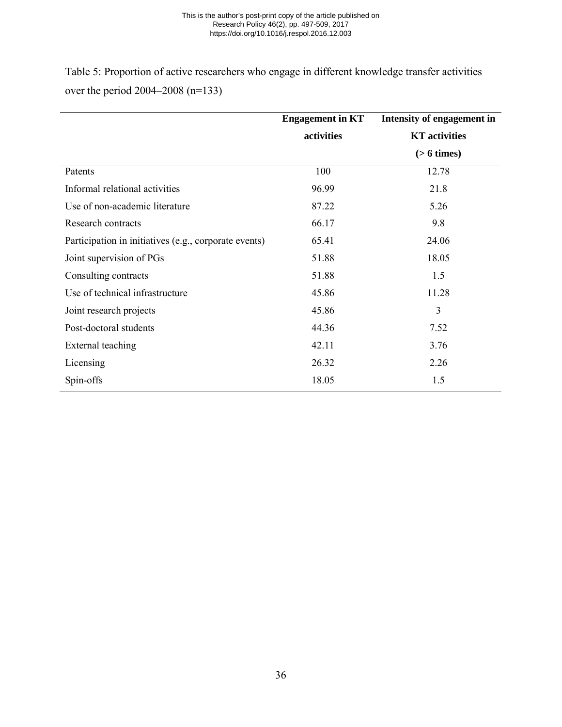Table 5: Proportion of active researchers who engage in different knowledge transfer activities over the period 2004–2008 (n=133)

| | Engagement in KT activities | Intensity of engagement in KT activities (> 6 times) |
|---|---|---|
| Patents | 100 | 12.78 |
| Informal relational activities | 96.99 | 21.8 |
| Use of non-academic literature | 87.22 | 5.26 |
| Research contracts | 66.17 | 9.8 |
| Participation in initiatives (e.g., corporate events) | 65.41 | 24.06 |
| Joint supervision of PGs | 51.88 | 18.05 |
| Consulting contracts | 51.88 | 1.5 |
| Use of technical infrastructure | 45.86 | 11.28 |
| Joint research projects | 45.86 | 3 |
| Post-doctoral students | 44.36 | 7.52 |
| External teaching | 42.11 | 3.76 |
| Licensing | 26.32 | 2.26 |
| Spin-offs | 18.05 | 1.5 |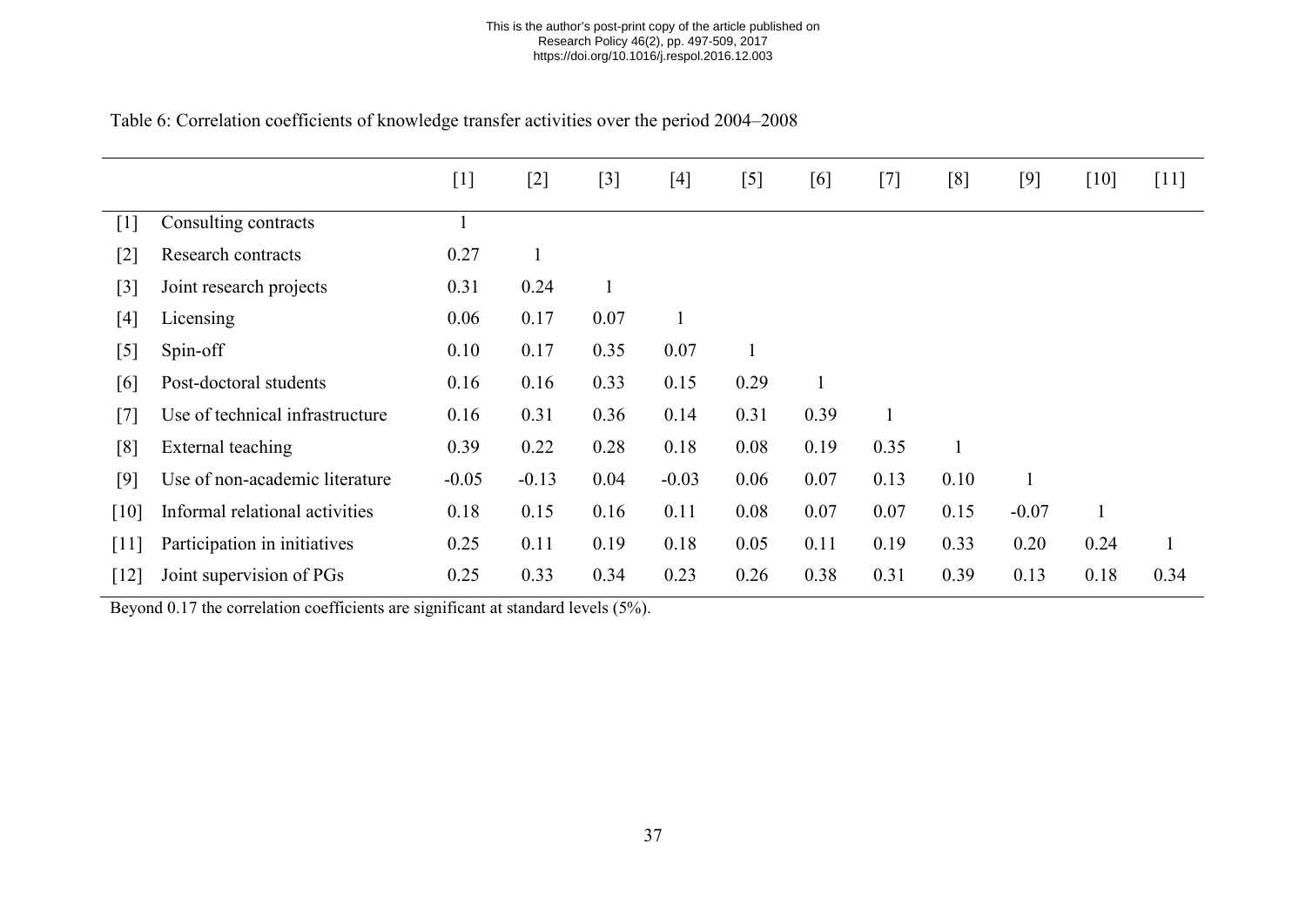Table 6: Correlation coefficients of knowledge transfer activities over the period 2004–2008

| | | [1] | [2] | [3] | [4] | [5] | [6] | [7] | [8] | [9] | [10] | [11] |
|---|---|---|---|---|---|---|---|---|---|---|---|---|
| [1] | Consulting contracts | 1 | | | | | | | | | | |
| [2] | Research contracts | 0.27 | 1 | | | | | | | | | |
| [3] | Joint research projects | 0.31 | 0.24 | 1 | | | | | | | | |
| [4] | Licensing | 0.06 | 0.17 | 0.07 | 1 | | | | | | | |
| [5] | Spin-off | 0.10 | 0.17 | 0.35 | 0.07 | 1 | | | | | | |
| [6] | Post-doctoral students | 0.16 | 0.16 | 0.33 | 0.15 | 0.29 | 1 | | | | | |
| [7] | Use of technical infrastructure | 0.16 | 0.31 | 0.36 | 0.14 | 0.31 | 0.39 | 1 | | | | |
| [8] | External teaching | 0.39 | 0.22 | 0.28 | 0.18 | 0.08 | 0.19 | 0.35 | 1 | | | |
| [9] | Use of non-academic literature | -0.05 | -0.13 | 0.04 | -0.03 | 0.06 | 0.07 | 0.13 | 0.10 | 1 | | |
| [10] | Informal relational activities | 0.18 | 0.15 | 0.16 | 0.11 | 0.08 | 0.07 | 0.07 | 0.15 | -0.07 | 1 | |
| [11] | Participation in initiatives | 0.25 | 0.11 | 0.19 | 0.18 | 0.05 | 0.11 | 0.19 | 0.33 | 0.20 | 0.24 | 1 |
| [12] | Joint supervision of PGs | 0.25 | 0.33 | 0.34 | 0.23 | 0.26 | 0.38 | 0.31 | 0.39 | 0.13 | 0.18 | 0.34 |

Beyond 0.17 the correlation coefficients are significant at standard levels (5%).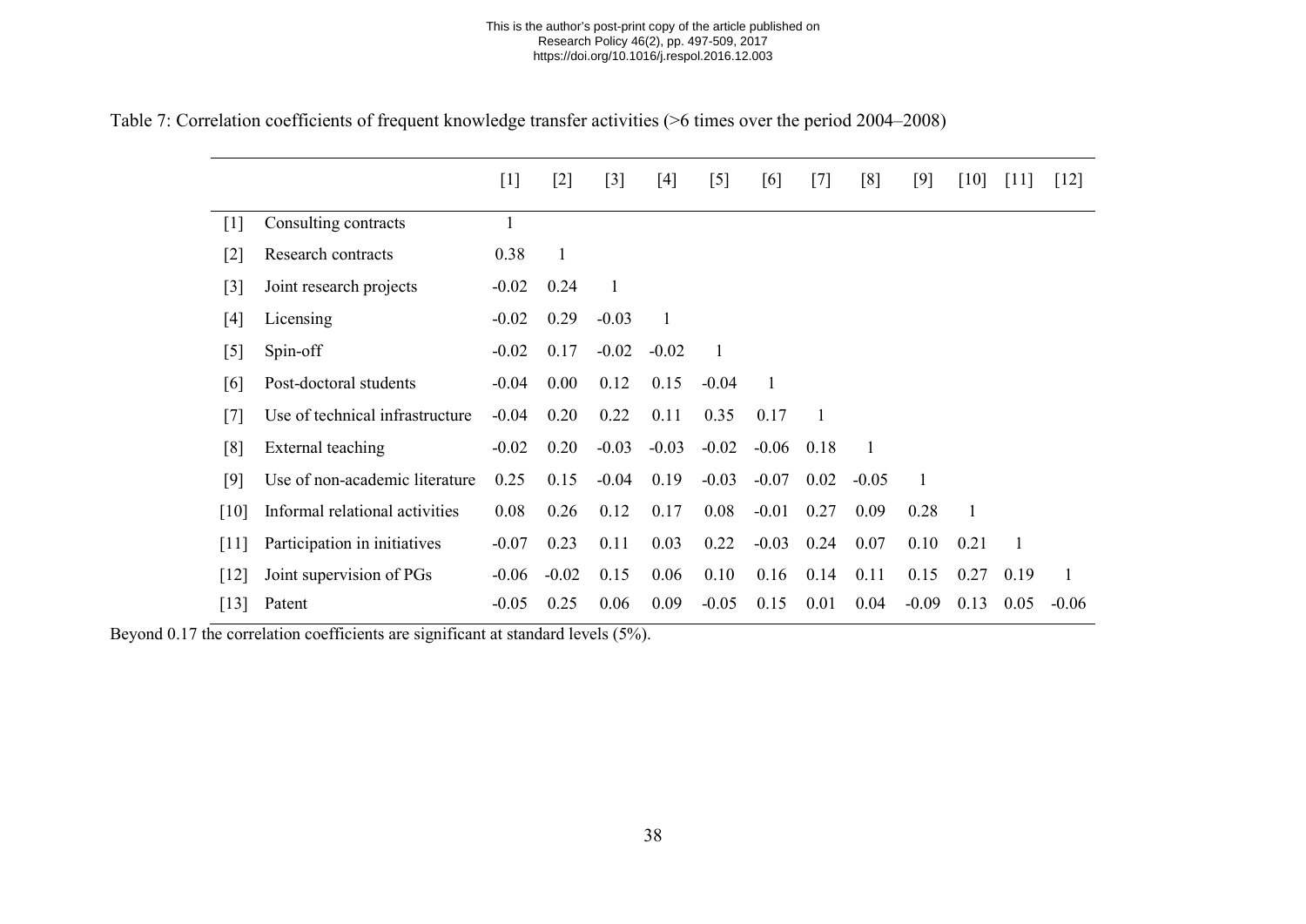Table 7: Correlation coefficients of frequent knowledge transfer activities (>6 times over the period 2004–2008)

| | | [1] | [2] | [3] | [4] | [5] | [6] | [7] | [8] | [9] | [10] | [11] | [12] |
|---|---|---|---|---|---|---|---|---|---|---|---|---|---|
| [1] | Consulting contracts | 1 | | | | | | | | | | | |
| [2] | Research contracts | 0.38 | 1 | | | | | | | | | | |
| [3] | Joint research projects | -0.02 | 0.24 | 1 | | | | | | | | | |
| [4] | Licensing | -0.02 | 0.29 | -0.03 | 1 | | | | | | | | |
| [5] | Spin-off | -0.02 | 0.17 | -0.02 | -0.02 | 1 | | | | | | | |
| [6] | Post-doctoral students | -0.04 | 0.00 | 0.12 | 0.15 | -0.04 | 1 | | | | | | |
| [7] | Use of technical infrastructure | -0.04 | 0.20 | 0.22 | 0.11 | 0.35 | 0.17 | 1 | | | | | |
| [8] | External teaching | -0.02 | 0.20 | -0.03 | -0.03 | -0.02 | -0.06 | 0.18 | 1 | | | | |
| [9] | Use of non-academic literature | 0.25 | 0.15 | -0.04 | 0.19 | -0.03 | -0.07 | 0.02 | -0.05 | 1 | | | |
| [10] | Informal relational activities | 0.08 | 0.26 | 0.12 | 0.17 | 0.08 | -0.01 | 0.27 | 0.09 | 0.28 | 1 | | |
| [11] | Participation in initiatives | -0.07 | 0.23 | 0.11 | 0.03 | 0.22 | -0.03 | 0.24 | 0.07 | 0.10 | 0.21 | 1 | |
| [12] | Joint supervision of PGs | -0.06 | -0.02 | 0.15 | 0.06 | 0.10 | 0.16 | 0.14 | 0.11 | 0.15 | 0.27 | 0.19 | 1 |
| [13] | Patent | -0.05 | 0.25 | 0.06 | 0.09 | -0.05 | 0.15 | 0.01 | 0.04 | -0.09 | 0.13 | 0.05 | -0.06 |

Beyond 0.17 the correlation coefficients are significant at standard levels (5%).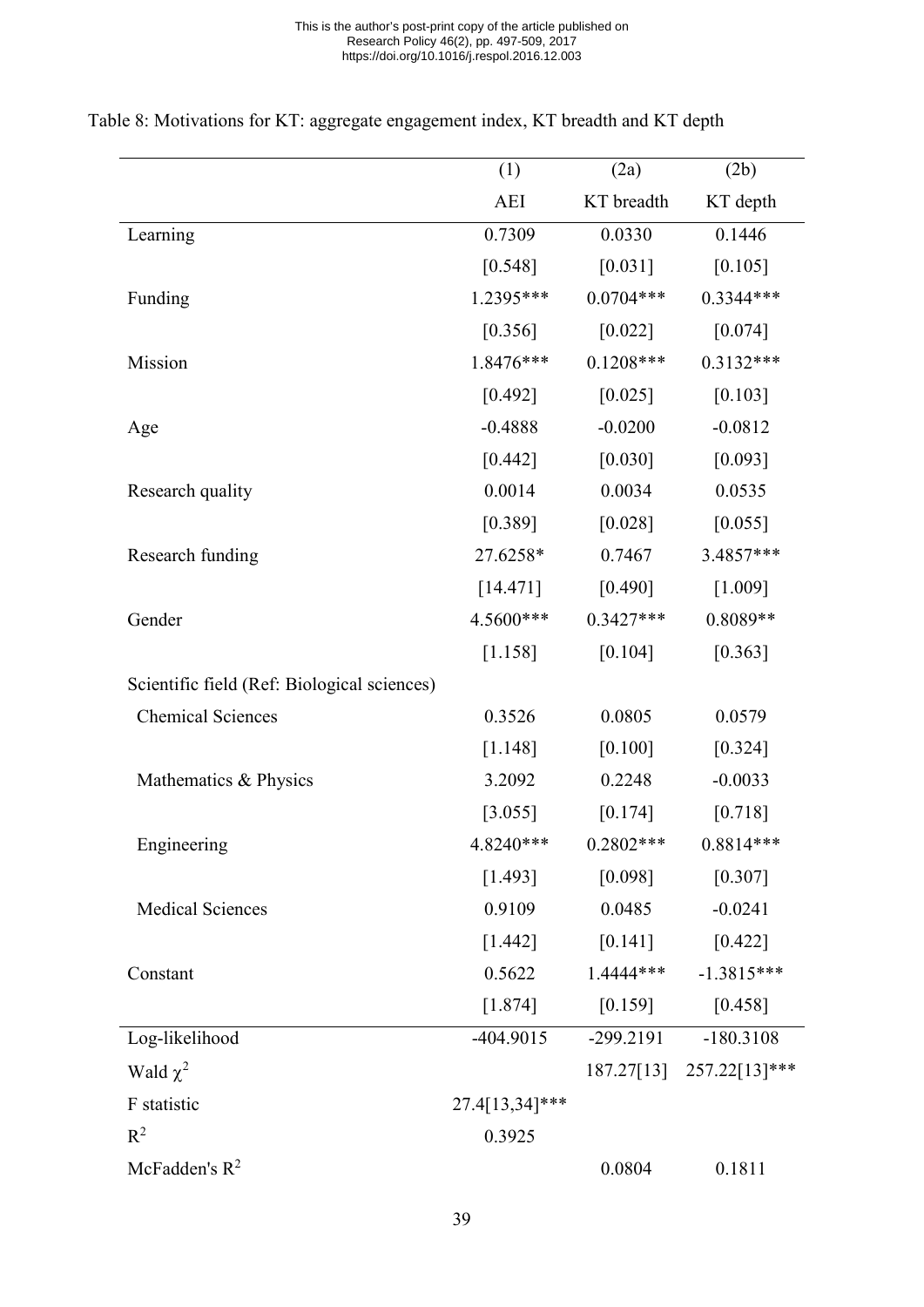Table 8: Motivations for KT: aggregate engagement index, KT breadth and KT depth

| | (1) | (2a) | (2b) |
|---|---|---|---|
| | AEI | KT breadth | KT depth |
| Learning | 0.7309 | 0.0330 | 0.1446 |
| | [0.548] | [0.031] | [0.105] |
| Funding | 1.2395*** | 0.0704*** | 0.3344*** |
| | [0.356] | [0.022] | [0.074] |
| Mission | 1.8476*** | 0.1208*** | 0.3132*** |
| | [0.492] | [0.025] | [0.103] |
| Age | -0.4888 | -0.0200 | -0.0812 |
| | [0.442] | [0.030] | [0.093] |
| Research quality | 0.0014 | 0.0034 | 0.0535 |
| | [0.389] | [0.028] | [0.055] |
| Research funding | 27.6258* | 0.7467 | 3.4857*** |
| | [14.471] | [0.490] | [1.009] |
| Gender | 4.5600*** | 0.3427*** | 0.8089** |
| | [1.158] | [0.104] | [0.363] |
| Scientific field (Ref: Biological sciences) | | | |
| Chemical Sciences | 0.3526 | 0.0805 | 0.0579 |
| | [1.148] | [0.100] | [0.324] |
| Mathematics & Physics | 3.2092 | 0.2248 | -0.0033 |
| | [3.055] | [0.174] | [0.718] |
| Engineering | 4.8240*** | 0.2802*** | 0.8814*** |
| | [1.493] | [0.098] | [0.307] |
| Medical Sciences | 0.9109 | 0.0485 | -0.0241 |
| | [1.442] | [0.141] | [0.422] |
| Constant | 0.5622 | 1.4444*** | -1.3815*** |
| | [1.874] | [0.159] | [0.458] |
| Log-likelihood | -404.9015 | -299.2191 | -180.3108 |
| Wald $\chi^2$ | | 187.27[13] | 257.22[13]*** |
| F statistic | 27.4[13,34]*** | | |
| $R^2$ | 0.3925 | | |
| McFadden's $R^2$ | | 0.0804 | 0.1811 |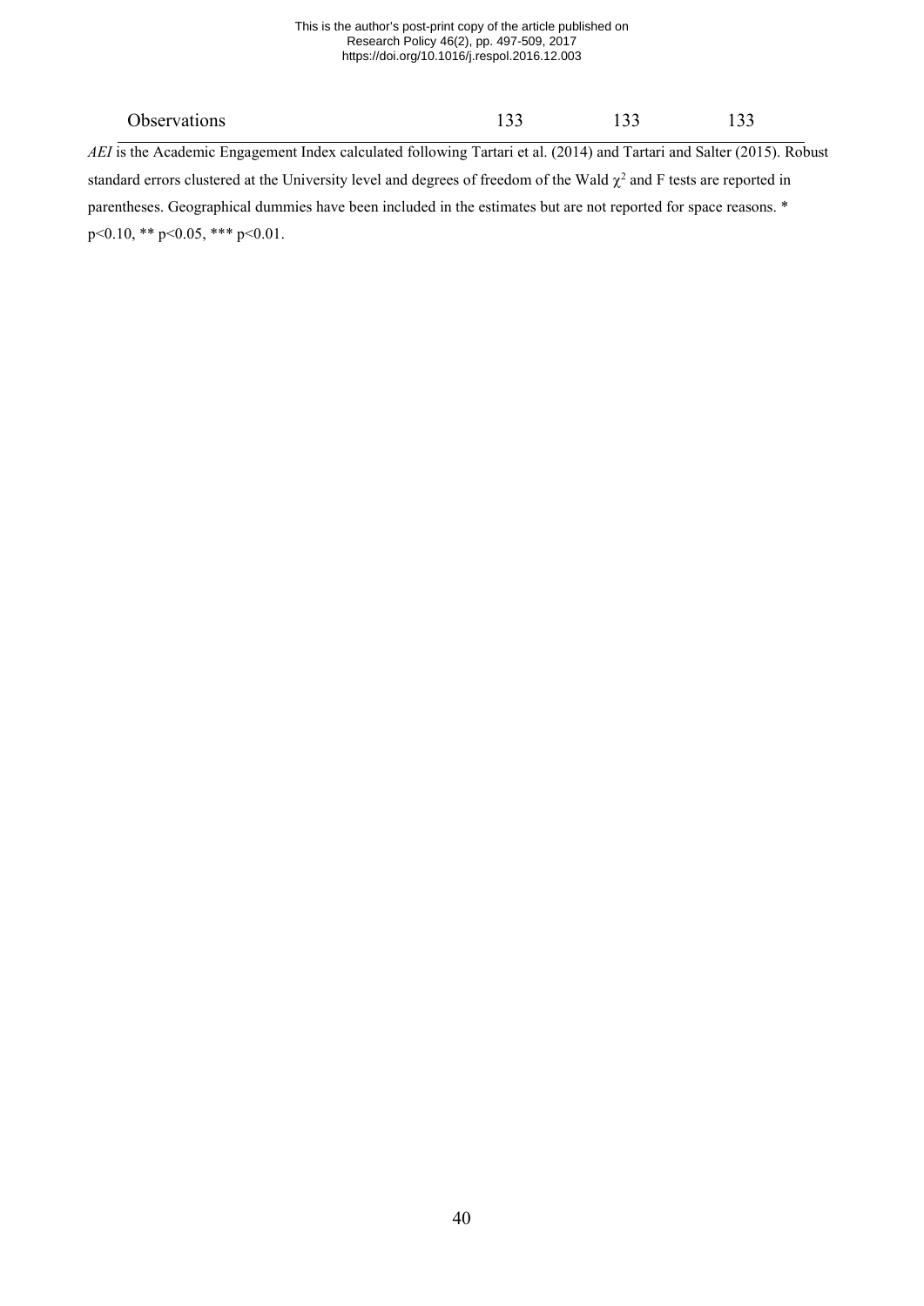| | | | |
|---|---|---|---|
| Observations | 133 | 133 | 133 |

*AEI* is the Academic Engagement Index calculated following Tartari et al. (2014) and Tartari and Salter (2015). Robust standard errors clustered at the University level and degrees of freedom of the Wald $\chi^2$ and F tests are reported in parentheses. Geographical dummies have been included in the estimates but are not reported for space reasons. * p<0.10, ** p<0.05, *** p<0.01.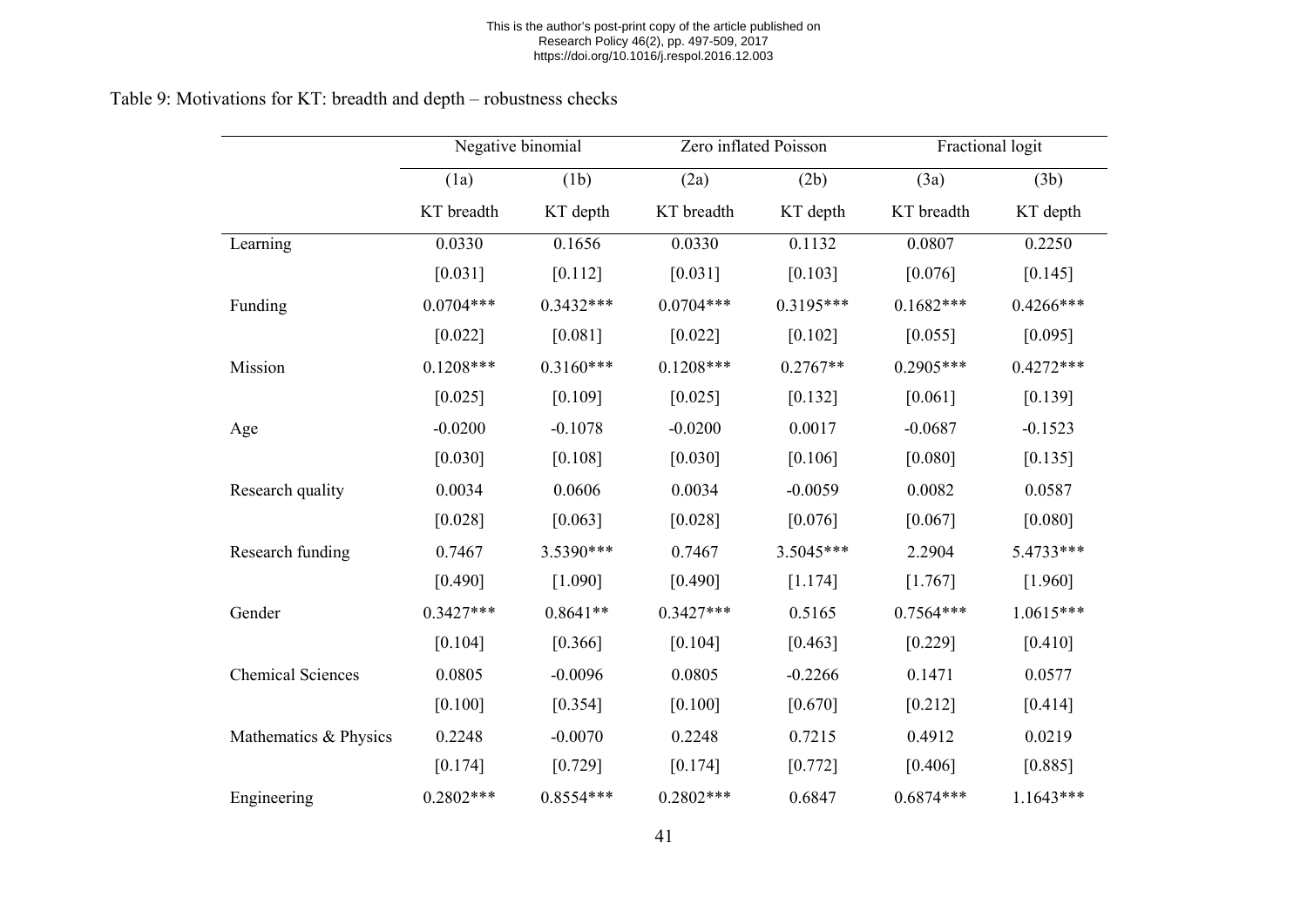Table 9: Motivations for KT: breadth and depth – robustness checks

| | Negative binomial | | Zero inflated Poisson | | Fractional logit | |
|---|---|---|---|---|---|---|
| | (1a) | (1b) | (2a) | (2b) | (3a) | (3b) |
| | KT breadth | KT depth | KT breadth | KT depth | KT breadth | KT depth |
| Learning | 0.0330 | 0.1656 | 0.0330 | 0.1132 | 0.0807 | 0.2250 |
| | [0.031] | [0.112] | [0.031] | [0.103] | [0.076] | [0.145] |
| Funding | 0.0704*** | 0.3432*** | 0.0704*** | 0.3195*** | 0.1682*** | 0.4266*** |
| | [0.022] | [0.081] | [0.022] | [0.102] | [0.055] | [0.095] |
| Mission | 0.1208*** | 0.3160*** | 0.1208*** | 0.2767** | 0.2905*** | 0.4272*** |
| | [0.025] | [0.109] | [0.025] | [0.132] | [0.061] | [0.139] |
| Age | -0.0200 | -0.1078 | -0.0200 | 0.0017 | -0.0687 | -0.1523 |
| | [0.030] | [0.108] | [0.030] | [0.106] | [0.080] | [0.135] |
| Research quality | 0.0034 | 0.0606 | 0.0034 | -0.0059 | 0.0082 | 0.0587 |
| | [0.028] | [0.063] | [0.028] | [0.076] | [0.067] | [0.080] |
| Research funding | 0.7467 | 3.5390*** | 0.7467 | 3.5045*** | 2.2904 | 5.4733*** |
| | [0.490] | [1.090] | [0.490] | [1.174] | [1.767] | [1.960] |
| Gender | 0.3427*** | 0.8641** | 0.3427*** | 0.5165 | 0.7564*** | 1.0615*** |
| | [0.104] | [0.366] | [0.104] | [0.463] | [0.229] | [0.410] |
| Chemical Sciences | 0.0805 | -0.0096 | 0.0805 | -0.2266 | 0.1471 | 0.0577 |
| | [0.100] | [0.354] | [0.100] | [0.670] | [0.212] | [0.414] |
| Mathematics & Physics | 0.2248 | -0.0070 | 0.2248 | 0.7215 | 0.4912 | 0.0219 |
| | [0.174] | [0.729] | [0.174] | [0.772] | [0.406] | [0.885] |
| Engineering | 0.2802*** | 0.8554*** | 0.2802*** | 0.6847 | 0.6874*** | 1.1643*** |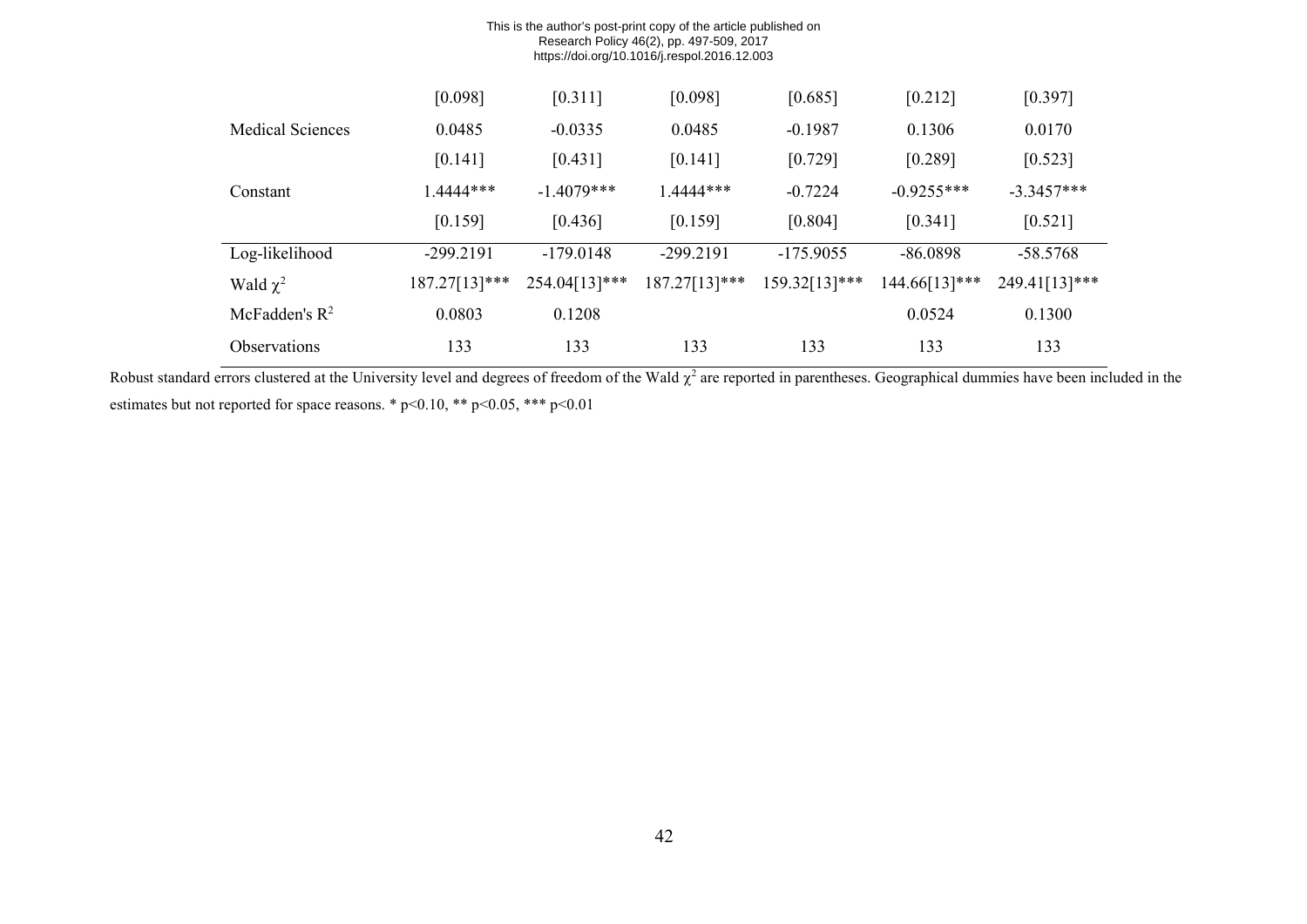| | | | | | | |
|---|---|---|---|---|---|---|
| | [0.098] | [0.311] | [0.098] | [0.685] | [0.212] | [0.397] |
| Medical Sciences | 0.0485 | -0.0335 | 0.0485 | -0.1987 | 0.1306 | 0.0170 |
| | [0.141] | [0.431] | [0.141] | [0.729] | [0.289] | [0.523] |
| Constant | 1.4444*** | -1.4079*** | 1.4444*** | -0.7224 | -0.9255*** | -3.3457*** |
| | [0.159] | [0.436] | [0.159] | [0.804] | [0.341] | [0.521] |
| Log-likelihood | -299.2191 | -179.0148 | -299.2191 | -175.9055 | -86.0898 | -58.5768 |
| Wald $\chi^2$ | 187.27[13]*** | 254.04[13]*** | 187.27[13]*** | 159.32[13]*** | 144.66[13]*** | 249.41[13]*** |
| McFadden's $R^2$ | 0.0803 | 0.1208 | | | 0.0524 | 0.1300 |
| Observations | 133 | 133 | 133 | 133 | 133 | 133 |

Robust standard errors clustered at the University level and degrees of freedom of the Wald $\chi^2$ are reported in parentheses. Geographical dummies have been included in the estimates but not reported for space reasons. * $p<0.10$, ** $p<0.05$, *** $p<0.01$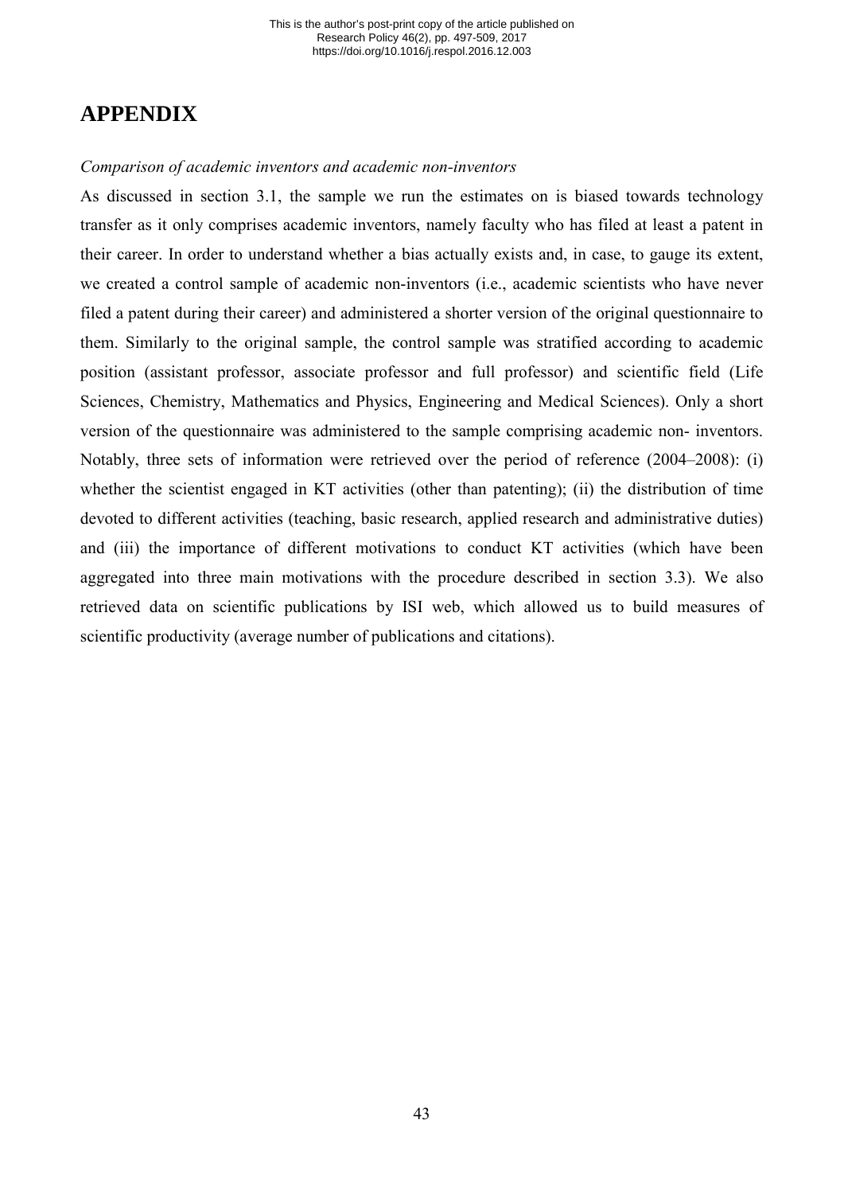# APPENDIX

*Comparison of academic inventors and academic non-inventors*

As discussed in section 3.1, the sample we run the estimates on is biased towards technology transfer as it only comprises academic inventors, namely faculty who has filed at least a patent in their career. In order to understand whether a bias actually exists and, in case, to gauge its extent, we created a control sample of academic non-inventors (i.e., academic scientists who have never filed a patent during their career) and administered a shorter version of the original questionnaire to them. Similarly to the original sample, the control sample was stratified according to academic position (assistant professor, associate professor and full professor) and scientific field (Life Sciences, Chemistry, Mathematics and Physics, Engineering and Medical Sciences). Only a short version of the questionnaire was administered to the sample comprising academic non- inventors. Notably, three sets of information were retrieved over the period of reference (2004–2008): (i) whether the scientist engaged in KT activities (other than patenting); (ii) the distribution of time devoted to different activities (teaching, basic research, applied research and administrative duties) and (iii) the importance of different motivations to conduct KT activities (which have been aggregated into three main motivations with the procedure described in section 3.3). We also retrieved data on scientific publications by ISI web, which allowed us to build measures of scientific productivity (average number of publications and citations).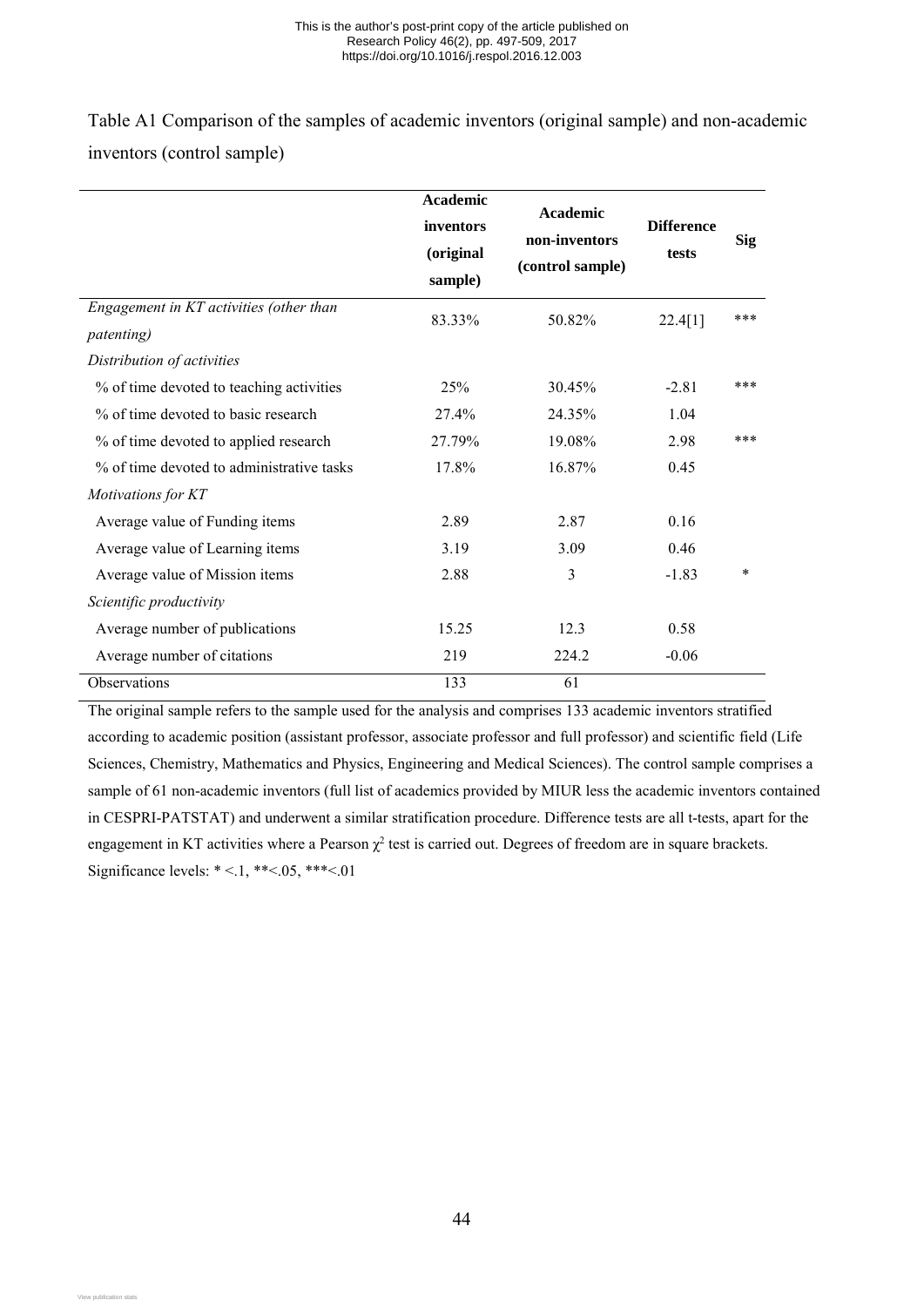Table A1 Comparison of the samples of academic inventors (original sample) and non-academic inventors (control sample)

| | **Academic inventors (original sample)** | **Academic non-inventors (control sample)** | **Difference tests** | **Sig** |
|---|---|---|---|---|
| *Engagement in KT activities (other than patenting)* | 83.33% | 50.82% | 22.4[1] | *** |
| *Distribution of activities* | | | | |
| % of time devoted to teaching activities | 25% | 30.45% | -2.81 | *** |
| % of time devoted to basic research | 27.4% | 24.35% | 1.04 | |
| % of time devoted to applied research | 27.79% | 19.08% | 2.98 | *** |
| % of time devoted to administrative tasks | 17.8% | 16.87% | 0.45 | |
| *Motivations for KT* | | | | |
| Average value of Funding items | 2.89 | 2.87 | 0.16 | |
| Average value of Learning items | 3.19 | 3.09 | 0.46 | |
| Average value of Mission items | 2.88 | 3 | -1.83 | * |
| *Scientific productivity* | | | | |
| Average number of publications | 15.25 | 12.3 | 0.58 | |
| Average number of citations | 219 | 224.2 | -0.06 | |
| Observations | 133 | 61 | | |

The original sample refers to the sample used for the analysis and comprises 133 academic inventors stratified according to academic position (assistant professor, associate professor and full professor) and scientific field (Life Sciences, Chemistry, Mathematics and Physics, Engineering and Medical Sciences). The control sample comprises a sample of 61 non-academic inventors (full list of academics provided by MIUR less the academic inventors contained in CESPRI-PATSTAT) and underwent a similar stratification procedure. Difference tests are all t-tests, apart for the engagement in KT activities where a Pearson $\chi^2$ test is carried out. Degrees of freedom are in square brackets. Significance levels: * <.1, **<.05, ***<.01